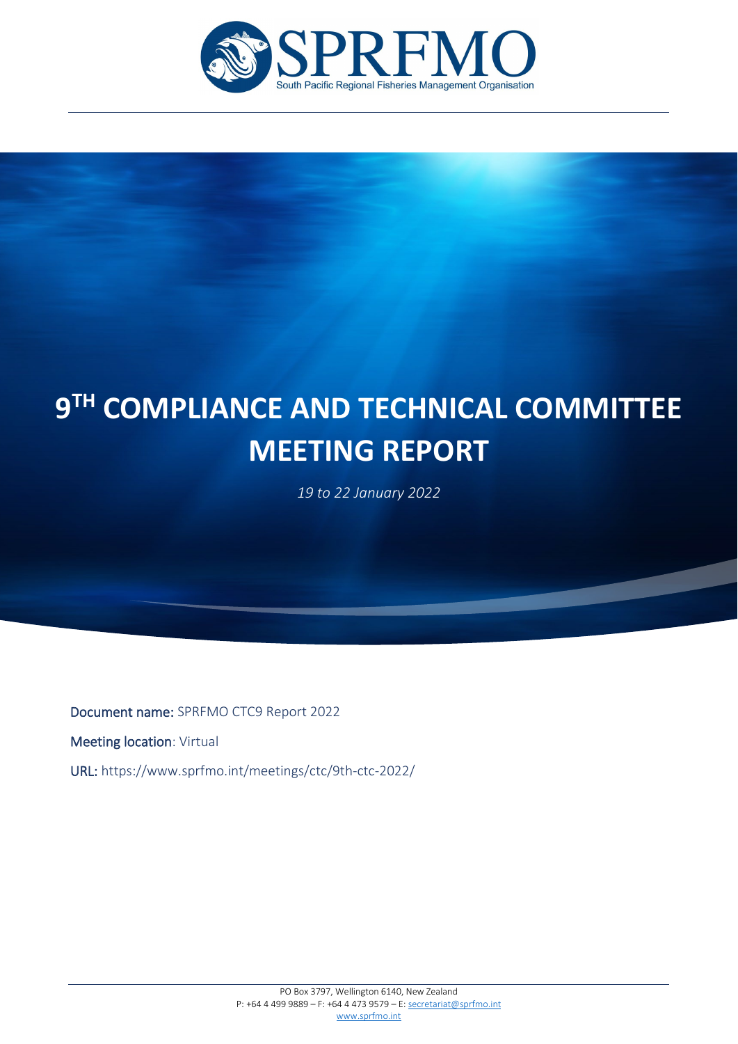SPRFMO

South Pacific Regional Fisheries Management Organisation

# 9TH COMPLIANCE AND TECHNICAL COMMITTEE MEETING REPORT

*19 to 22 January 2022*

Document name: SPRFMO CTC9 Report 2022

Meeting location: Virtual

URL: https://www.sprfmo.int/meetings/ctc/9th-ctc-2022/

PO Box 3797, Wellington 6140, New Zealand
P: +64 4 499 9889 – F: +64 4 473 9579 – E: secretariat@sprfmo.int
www.sprfmo.int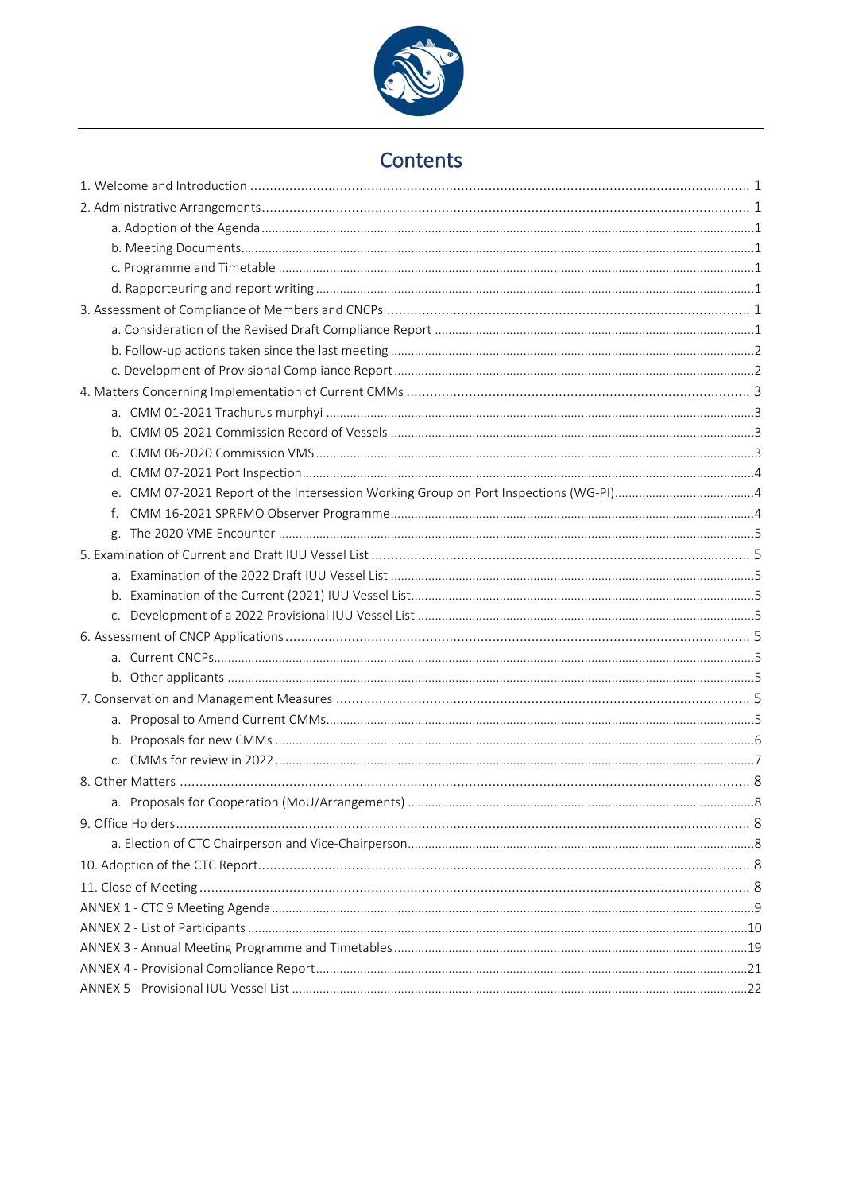# Contents

1. Welcome and Introduction ..... 1
2. Administrative Arrangements ..... 1
   - a. Adoption of the Agenda ..... 1
   - b. Meeting Documents ..... 1
   - c. Programme and Timetable ..... 1
   - d. Rapporteuring and report writing ..... 1
3. Assessment of Compliance of Members and CNCPs ..... 1
   - a. Consideration of the Revised Draft Compliance Report ..... 1
   - b. Follow-up actions taken since the last meeting ..... 2
   - c. Development of Provisional Compliance Report ..... 2
4. Matters Concerning Implementation of Current CMMs ..... 3
   - a. CMM 01-2021 Trachurus murphyi ..... 3
   - b. CMM 05-2021 Commission Record of Vessels ..... 3
   - c. CMM 06-2020 Commission VMS ..... 3
   - d. CMM 07-2021 Port Inspection ..... 4
   - e. CMM 07-2021 Report of the Intersession Working Group on Port Inspections (WG-PI) ..... 4
   - f. CMM 16-2021 SPRFMO Observer Programme ..... 4
   - g. The 2020 VME Encounter ..... 5
5. Examination of Current and Draft IUU Vessel List ..... 5
   - a. Examination of the 2022 Draft IUU Vessel List ..... 5
   - b. Examination of the Current (2021) IUU Vessel List ..... 5
   - c. Development of a 2022 Provisional IUU Vessel List ..... 5
6. Assessment of CNCP Applications ..... 5
   - a. Current CNCPs ..... 5
   - b. Other applicants ..... 5
7. Conservation and Management Measures ..... 5
   - a. Proposal to Amend Current CMMs ..... 5
   - b. Proposals for new CMMs ..... 6
   - c. CMMs for review in 2022 ..... 7
8. Other Matters ..... 8
   - a. Proposals for Cooperation (MoU/Arrangements) ..... 8
9. Office Holders ..... 8
   - a. Election of CTC Chairperson and Vice-Chairperson ..... 8
10. Adoption of the CTC Report ..... 8
11. Close of Meeting ..... 8

ANNEX 1 - CTC 9 Meeting Agenda ..... 9
ANNEX 2 - List of Participants ..... 10
ANNEX 3 - Annual Meeting Programme and Timetables ..... 19
ANNEX 4 - Provisional Compliance Report ..... 21
ANNEX 5 - Provisional IUU Vessel List ..... 22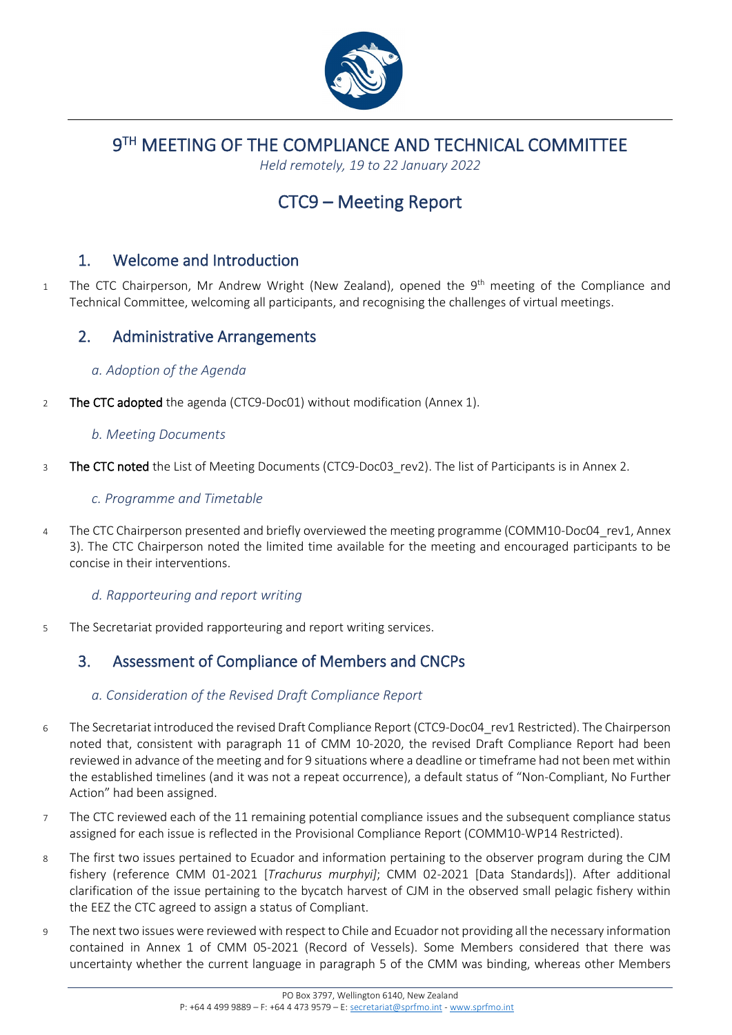# 9[TH] MEETING OF THE COMPLIANCE AND TECHNICAL COMMITTEE

*Held remotely, 19 to 22 January 2022*

# CTC9 – Meeting Report

## 1. Welcome and Introduction

1 The CTC Chairperson, Mr Andrew Wright (New Zealand), opened the 9[th] meeting of the Compliance and Technical Committee, welcoming all participants, and recognising the challenges of virtual meetings.

## 2. Administrative Arrangements

### *a. Adoption of the Agenda*

2 **The CTC adopted** the agenda (CTC9-Doc01) without modification (Annex 1).

### *b. Meeting Documents*

3 **The CTC noted** the List of Meeting Documents (CTC9-Doc03_rev2). The list of Participants is in Annex 2.

### *c. Programme and Timetable*

4 The CTC Chairperson presented and briefly overviewed the meeting programme (COMM10-Doc04_rev1, Annex 3). The CTC Chairperson noted the limited time available for the meeting and encouraged participants to be concise in their interventions.

### *d. Rapporteuring and report writing*

5 The Secretariat provided rapporteuring and report writing services.

## 3. Assessment of Compliance of Members and CNCPs

### *a. Consideration of the Revised Draft Compliance Report*

6 The Secretariat introduced the revised Draft Compliance Report (CTC9-Doc04_rev1 Restricted). The Chairperson noted that, consistent with paragraph 11 of CMM 10-2020, the revised Draft Compliance Report had been reviewed in advance of the meeting and for 9 situations where a deadline or timeframe had not been met within the established timelines (and it was not a repeat occurrence), a default status of "Non-Compliant, No Further Action" had been assigned.

7 The CTC reviewed each of the 11 remaining potential compliance issues and the subsequent compliance status assigned for each issue is reflected in the Provisional Compliance Report (COMM10-WP14 Restricted).

8 The first two issues pertained to Ecuador and information pertaining to the observer program during the CJM fishery (reference CMM 01-2021 [*Trachurus murphyi]*; CMM 02-2021 [Data Standards]). After additional clarification of the issue pertaining to the bycatch harvest of CJM in the observed small pelagic fishery within the EEZ the CTC agreed to assign a status of Compliant.

9 The next two issues were reviewed with respect to Chile and Ecuador not providing all the necessary information contained in Annex 1 of CMM 05-2021 (Record of Vessels). Some Members considered that there was uncertainty whether the current language in paragraph 5 of the CMM was binding, whereas other Members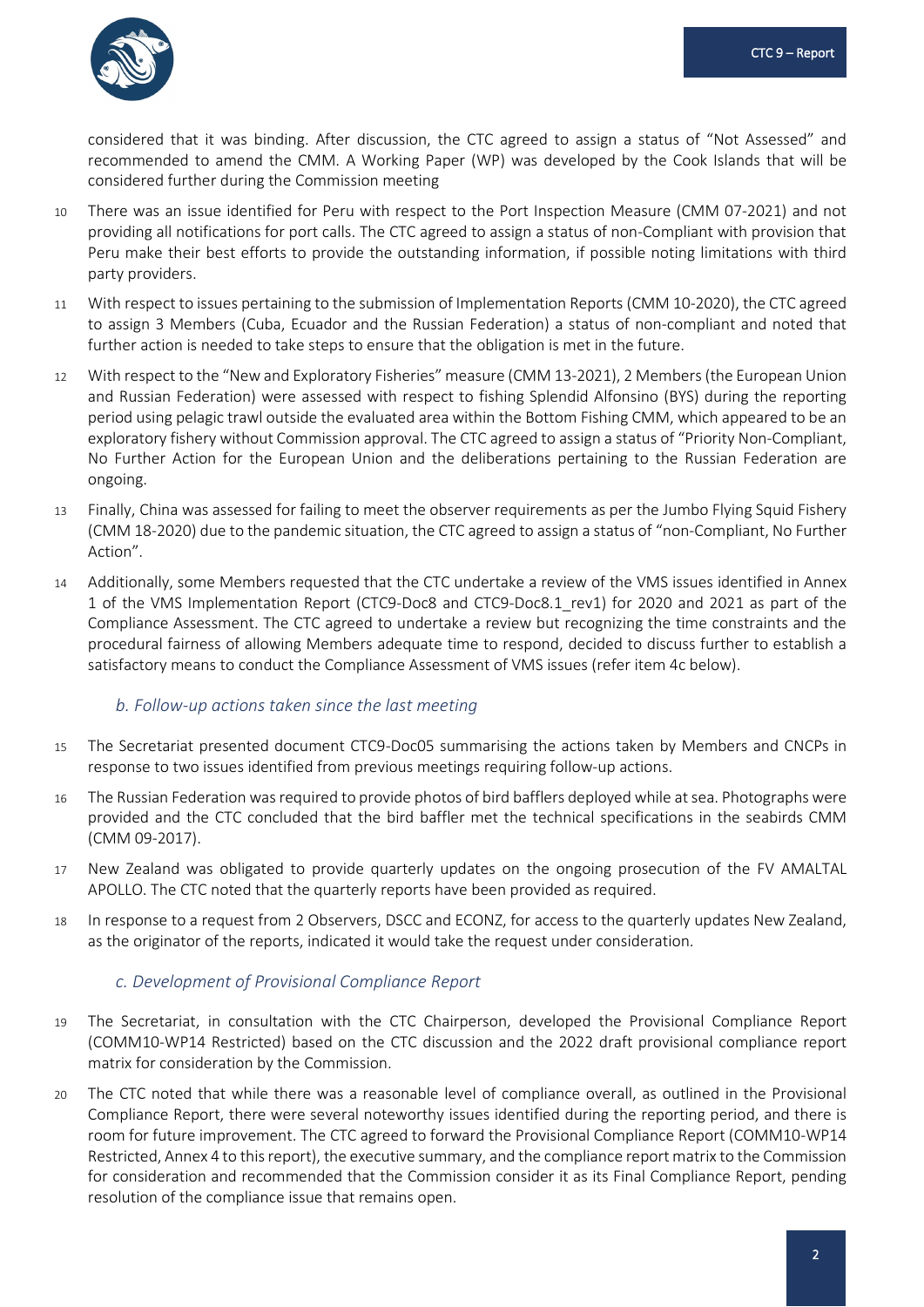considered that it was binding. After discussion, the CTC agreed to assign a status of "Not Assessed" and recommended to amend the CMM. A Working Paper (WP) was developed by the Cook Islands that will be considered further during the Commission meeting

10 There was an issue identified for Peru with respect to the Port Inspection Measure (CMM 07-2021) and not providing all notifications for port calls. The CTC agreed to assign a status of non-Compliant with provision that Peru make their best efforts to provide the outstanding information, if possible noting limitations with third party providers.

11 With respect to issues pertaining to the submission of Implementation Reports (CMM 10-2020), the CTC agreed to assign 3 Members (Cuba, Ecuador and the Russian Federation) a status of non-compliant and noted that further action is needed to take steps to ensure that the obligation is met in the future.

12 With respect to the "New and Exploratory Fisheries" measure (CMM 13-2021), 2 Members (the European Union and Russian Federation) were assessed with respect to fishing Splendid Alfonsino (BYS) during the reporting period using pelagic trawl outside the evaluated area within the Bottom Fishing CMM, which appeared to be an exploratory fishery without Commission approval. The CTC agreed to assign a status of "Priority Non-Compliant, No Further Action for the European Union and the deliberations pertaining to the Russian Federation are ongoing.

13 Finally, China was assessed for failing to meet the observer requirements as per the Jumbo Flying Squid Fishery (CMM 18-2020) due to the pandemic situation, the CTC agreed to assign a status of "non-Compliant, No Further Action".

14 Additionally, some Members requested that the CTC undertake a review of the VMS issues identified in Annex 1 of the VMS Implementation Report (CTC9-Doc8 and CTC9-Doc8.1_rev1) for 2020 and 2021 as part of the Compliance Assessment. The CTC agreed to undertake a review but recognizing the time constraints and the procedural fairness of allowing Members adequate time to respond, decided to discuss further to establish a satisfactory means to conduct the Compliance Assessment of VMS issues (refer item 4c below).

### *b. Follow-up actions taken since the last meeting*

15 The Secretariat presented document CTC9-Doc05 summarising the actions taken by Members and CNCPs in response to two issues identified from previous meetings requiring follow-up actions.

16 The Russian Federation was required to provide photos of bird bafflers deployed while at sea. Photographs were provided and the CTC concluded that the bird baffler met the technical specifications in the seabirds CMM (CMM 09-2017).

17 New Zealand was obligated to provide quarterly updates on the ongoing prosecution of the FV AMALTAL APOLLO. The CTC noted that the quarterly reports have been provided as required.

18 In response to a request from 2 Observers, DSCC and ECONZ, for access to the quarterly updates New Zealand, as the originator of the reports, indicated it would take the request under consideration.

### *c. Development of Provisional Compliance Report*

19 The Secretariat, in consultation with the CTC Chairperson, developed the Provisional Compliance Report (COMM10-WP14 Restricted) based on the CTC discussion and the 2022 draft provisional compliance report matrix for consideration by the Commission.

20 The CTC noted that while there was a reasonable level of compliance overall, as outlined in the Provisional Compliance Report, there were several noteworthy issues identified during the reporting period, and there is room for future improvement. The CTC agreed to forward the Provisional Compliance Report (COMM10-WP14 Restricted, Annex 4 to this report), the executive summary, and the compliance report matrix to the Commission for consideration and recommended that the Commission consider it as its Final Compliance Report, pending resolution of the compliance issue that remains open.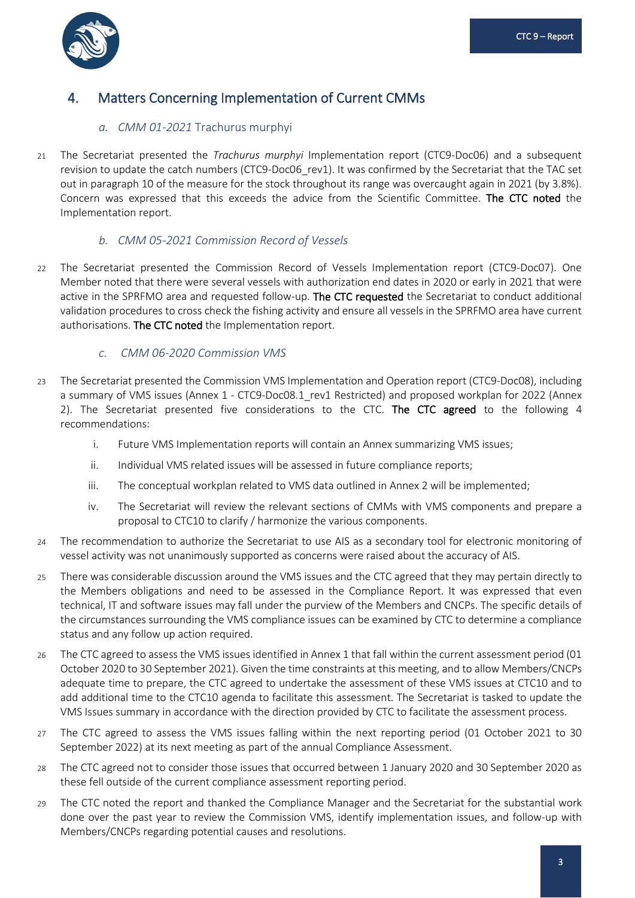## 4. Matters Concerning Implementation of Current CMMs

### *a. CMM 01-2021* Trachurus murphyi

21 The Secretariat presented the *Trachurus murphyi* Implementation report (CTC9-Doc06) and a subsequent revision to update the catch numbers (CTC9-Doc06_rev1). It was confirmed by the Secretariat that the TAC set out in paragraph 10 of the measure for the stock throughout its range was overcaught again in 2021 (by 3.8%). Concern was expressed that this exceeds the advice from the Scientific Committee. **The CTC noted** the Implementation report.

### *b. CMM 05-2021 Commission Record of Vessels*

22 The Secretariat presented the Commission Record of Vessels Implementation report (CTC9-Doc07). One Member noted that there were several vessels with authorization end dates in 2020 or early in 2021 that were active in the SPRFMO area and requested follow-up. **The CTC requested** the Secretariat to conduct additional validation procedures to cross check the fishing activity and ensure all vessels in the SPRFMO area have current authorisations. **The CTC noted** the Implementation report.

### *c. CMM 06-2020 Commission VMS*

23 The Secretariat presented the Commission VMS Implementation and Operation report (CTC9-Doc08), including a summary of VMS issues (Annex 1 - CTC9-Doc08.1_rev1 Restricted) and proposed workplan for 2022 (Annex 2). The Secretariat presented five considerations to the CTC. **The CTC agreed** to the following 4 recommendations:

i. Future VMS Implementation reports will contain an Annex summarizing VMS issues;

ii. Individual VMS related issues will be assessed in future compliance reports;

iii. The conceptual workplan related to VMS data outlined in Annex 2 will be implemented;

iv. The Secretariat will review the relevant sections of CMMs with VMS components and prepare a proposal to CTC10 to clarify / harmonize the various components.

24 The recommendation to authorize the Secretariat to use AIS as a secondary tool for electronic monitoring of vessel activity was not unanimously supported as concerns were raised about the accuracy of AIS.

25 There was considerable discussion around the VMS issues and the CTC agreed that they may pertain directly to the Members obligations and need to be assessed in the Compliance Report. It was expressed that even technical, IT and software issues may fall under the purview of the Members and CNCPs. The specific details of the circumstances surrounding the VMS compliance issues can be examined by CTC to determine a compliance status and any follow up action required.

26 The CTC agreed to assess the VMS issues identified in Annex 1 that fall within the current assessment period (01 October 2020 to 30 September 2021). Given the time constraints at this meeting, and to allow Members/CNCPs adequate time to prepare, the CTC agreed to undertake the assessment of these VMS issues at CTC10 and to add additional time to the CTC10 agenda to facilitate this assessment. The Secretariat is tasked to update the VMS Issues summary in accordance with the direction provided by CTC to facilitate the assessment process.

27 The CTC agreed to assess the VMS issues falling within the next reporting period (01 October 2021 to 30 September 2022) at its next meeting as part of the annual Compliance Assessment.

28 The CTC agreed not to consider those issues that occurred between 1 January 2020 and 30 September 2020 as these fell outside of the current compliance assessment reporting period.

29 The CTC noted the report and thanked the Compliance Manager and the Secretariat for the substantial work done over the past year to review the Commission VMS, identify implementation issues, and follow-up with Members/CNCPs regarding potential causes and resolutions.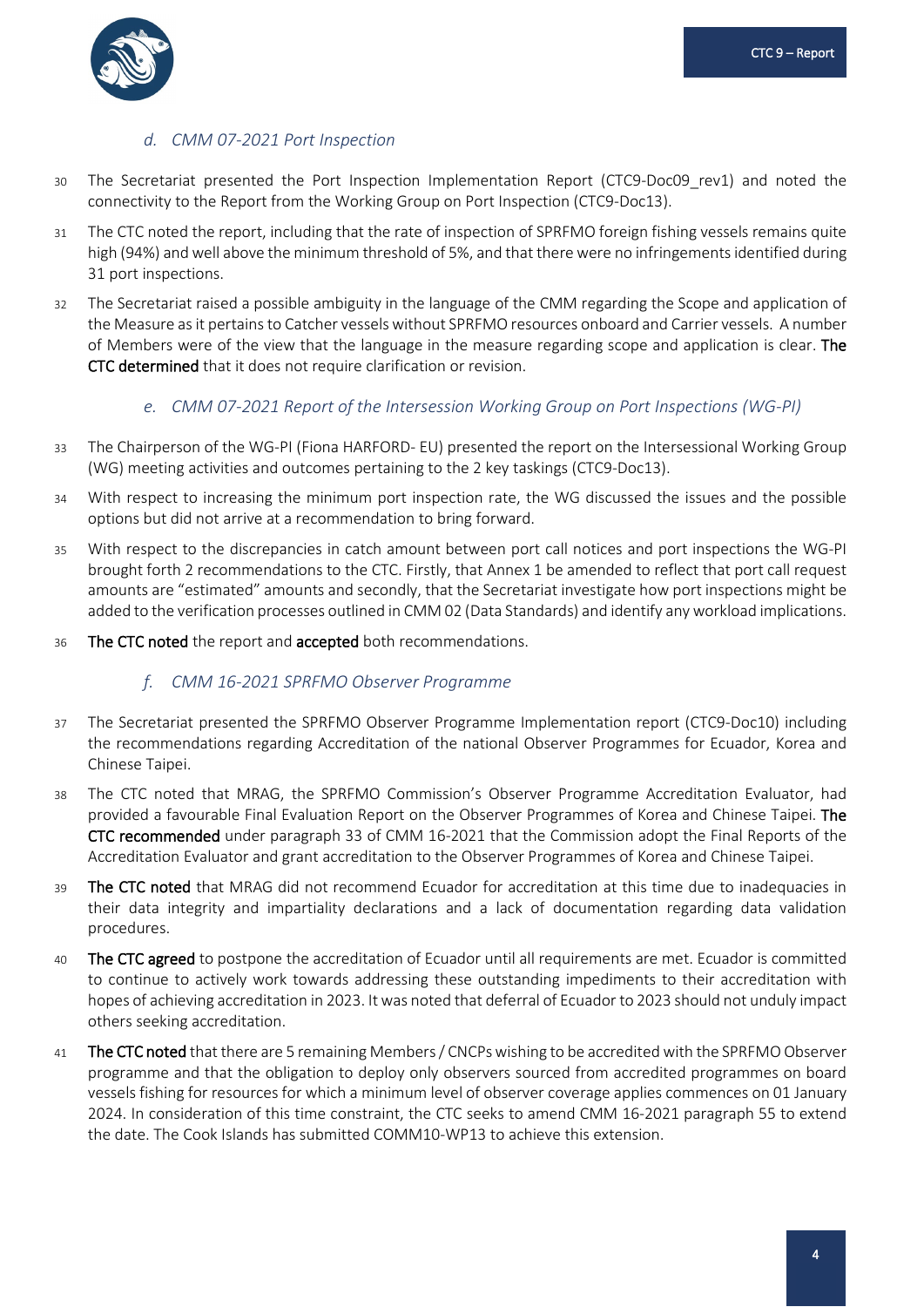### *d. CMM 07-2021 Port Inspection*

30 The Secretariat presented the Port Inspection Implementation Report (CTC9-Doc09_rev1) and noted the connectivity to the Report from the Working Group on Port Inspection (CTC9-Doc13).

31 The CTC noted the report, including that the rate of inspection of SPRFMO foreign fishing vessels remains quite high (94%) and well above the minimum threshold of 5%, and that there were no infringements identified during 31 port inspections.

32 The Secretariat raised a possible ambiguity in the language of the CMM regarding the Scope and application of the Measure as it pertains to Catcher vessels without SPRFMO resources onboard and Carrier vessels. A number of Members were of the view that the language in the measure regarding scope and application is clear. **The CTC determined** that it does not require clarification or revision.

### *e. CMM 07-2021 Report of the Intersession Working Group on Port Inspections (WG-PI)*

33 The Chairperson of the WG-PI (Fiona HARFORD- EU) presented the report on the Intersessional Working Group (WG) meeting activities and outcomes pertaining to the 2 key taskings (CTC9-Doc13).

34 With respect to increasing the minimum port inspection rate, the WG discussed the issues and the possible options but did not arrive at a recommendation to bring forward.

35 With respect to the discrepancies in catch amount between port call notices and port inspections the WG-PI brought forth 2 recommendations to the CTC. Firstly, that Annex 1 be amended to reflect that port call request amounts are "estimated" amounts and secondly, that the Secretariat investigate how port inspections might be added to the verification processes outlined in CMM 02 (Data Standards) and identify any workload implications.

36 **The CTC noted** the report and **accepted** both recommendations.

### *f. CMM 16-2021 SPRFMO Observer Programme*

37 The Secretariat presented the SPRFMO Observer Programme Implementation report (CTC9-Doc10) including the recommendations regarding Accreditation of the national Observer Programmes for Ecuador, Korea and Chinese Taipei.

38 The CTC noted that MRAG, the SPRFMO Commission's Observer Programme Accreditation Evaluator, had provided a favourable Final Evaluation Report on the Observer Programmes of Korea and Chinese Taipei. **The CTC recommended** under paragraph 33 of CMM 16-2021 that the Commission adopt the Final Reports of the Accreditation Evaluator and grant accreditation to the Observer Programmes of Korea and Chinese Taipei.

39 **The CTC noted** that MRAG did not recommend Ecuador for accreditation at this time due to inadequacies in their data integrity and impartiality declarations and a lack of documentation regarding data validation procedures.

40 **The CTC agreed** to postpone the accreditation of Ecuador until all requirements are met. Ecuador is committed to continue to actively work towards addressing these outstanding impediments to their accreditation with hopes of achieving accreditation in 2023. It was noted that deferral of Ecuador to 2023 should not unduly impact others seeking accreditation.

41 **The CTC noted** that there are 5 remaining Members / CNCPs wishing to be accredited with the SPRFMO Observer programme and that the obligation to deploy only observers sourced from accredited programmes on board vessels fishing for resources for which a minimum level of observer coverage applies commences on 01 January 2024. In consideration of this time constraint, the CTC seeks to amend CMM 16-2021 paragraph 55 to extend the date. The Cook Islands has submitted COMM10-WP13 to achieve this extension.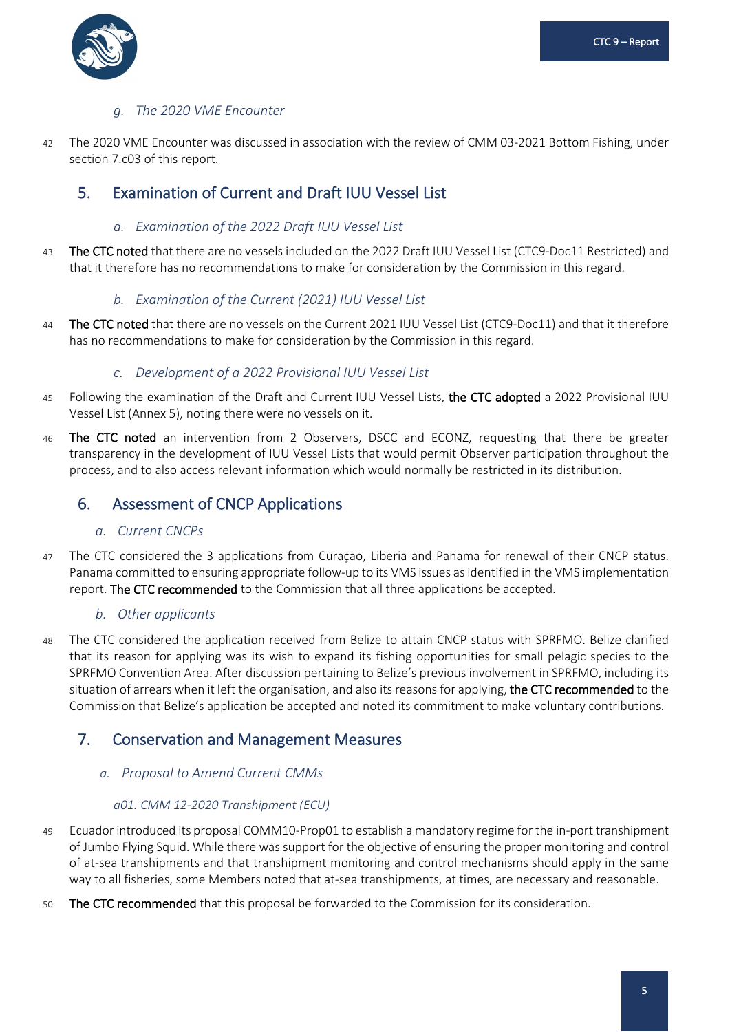### g. The 2020 VME Encounter

42 The 2020 VME Encounter was discussed in association with the review of CMM 03-2021 Bottom Fishing, under section 7.c03 of this report.

## 5. Examination of Current and Draft IUU Vessel List

### a. Examination of the 2022 Draft IUU Vessel List

43 **The CTC noted** that there are no vessels included on the 2022 Draft IUU Vessel List (CTC9-Doc11 Restricted) and that it therefore has no recommendations to make for consideration by the Commission in this regard.

### b. Examination of the Current (2021) IUU Vessel List

44 **The CTC noted** that there are no vessels on the Current 2021 IUU Vessel List (CTC9-Doc11) and that it therefore has no recommendations to make for consideration by the Commission in this regard.

### c. Development of a 2022 Provisional IUU Vessel List

45 Following the examination of the Draft and Current IUU Vessel Lists, **the CTC adopted** a 2022 Provisional IUU Vessel List (Annex 5), noting there were no vessels on it.

46 **The CTC noted** an intervention from 2 Observers, DSCC and ECONZ, requesting that there be greater transparency in the development of IUU Vessel Lists that would permit Observer participation throughout the process, and to also access relevant information which would normally be restricted in its distribution.

## 6. Assessment of CNCP Applications

### a. Current CNCPs

47 The CTC considered the 3 applications from Curaçao, Liberia and Panama for renewal of their CNCP status. Panama committed to ensuring appropriate follow-up to its VMS issues as identified in the VMS implementation report. **The CTC recommended** to the Commission that all three applications be accepted.

### b. Other applicants

48 The CTC considered the application received from Belize to attain CNCP status with SPRFMO. Belize clarified that its reason for applying was its wish to expand its fishing opportunities for small pelagic species to the SPRFMO Convention Area. After discussion pertaining to Belize's previous involvement in SPRFMO, including its situation of arrears when it left the organisation, and also its reasons for applying, **the CTC recommended** to the Commission that Belize's application be accepted and noted its commitment to make voluntary contributions.

## 7. Conservation and Management Measures

### a. Proposal to Amend Current CMMs

#### a01. CMM 12-2020 Transhipment (ECU)

49 Ecuador introduced its proposal COMM10-Prop01 to establish a mandatory regime for the in-port transhipment of Jumbo Flying Squid. While there was support for the objective of ensuring the proper monitoring and control of at-sea transhipments and that transhipment monitoring and control mechanisms should apply in the same way to all fisheries, some Members noted that at-sea transhipments, at times, are necessary and reasonable.

50 **The CTC recommended** that this proposal be forwarded to the Commission for its consideration.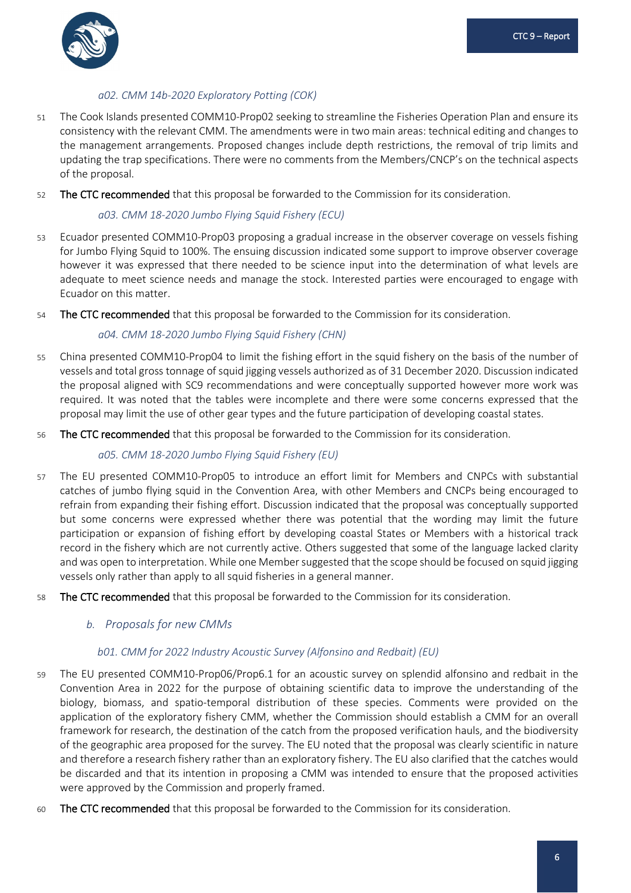*a02. CMM 14b-2020 Exploratory Potting (COK)*

51 The Cook Islands presented COMM10-Prop02 seeking to streamline the Fisheries Operation Plan and ensure its consistency with the relevant CMM. The amendments were in two main areas: technical editing and changes to the management arrangements. Proposed changes include depth restrictions, the removal of trip limits and updating the trap specifications. There were no comments from the Members/CNCP's on the technical aspects of the proposal.

52 **The CTC recommended** that this proposal be forwarded to the Commission for its consideration.

*a03. CMM 18-2020 Jumbo Flying Squid Fishery (ECU)*

53 Ecuador presented COMM10-Prop03 proposing a gradual increase in the observer coverage on vessels fishing for Jumbo Flying Squid to 100%. The ensuing discussion indicated some support to improve observer coverage however it was expressed that there needed to be science input into the determination of what levels are adequate to meet science needs and manage the stock. Interested parties were encouraged to engage with Ecuador on this matter.

54 **The CTC recommended** that this proposal be forwarded to the Commission for its consideration.

*a04. CMM 18-2020 Jumbo Flying Squid Fishery (CHN)*

55 China presented COMM10-Prop04 to limit the fishing effort in the squid fishery on the basis of the number of vessels and total gross tonnage of squid jigging vessels authorized as of 31 December 2020. Discussion indicated the proposal aligned with SC9 recommendations and were conceptually supported however more work was required. It was noted that the tables were incomplete and there were some concerns expressed that the proposal may limit the use of other gear types and the future participation of developing coastal states.

56 **The CTC recommended** that this proposal be forwarded to the Commission for its consideration.

*a05. CMM 18-2020 Jumbo Flying Squid Fishery (EU)*

57 The EU presented COMM10-Prop05 to introduce an effort limit for Members and CNPCs with substantial catches of jumbo flying squid in the Convention Area, with other Members and CNCPs being encouraged to refrain from expanding their fishing effort. Discussion indicated that the proposal was conceptually supported but some concerns were expressed whether there was potential that the wording may limit the future participation or expansion of fishing effort by developing coastal States or Members with a historical track record in the fishery which are not currently active. Others suggested that some of the language lacked clarity and was open to interpretation. While one Member suggested that the scope should be focused on squid jigging vessels only rather than apply to all squid fisheries in a general manner.

58 **The CTC recommended** that this proposal be forwarded to the Commission for its consideration.

### *b. Proposals for new CMMs*

*b01. CMM for 2022 Industry Acoustic Survey (Alfonsino and Redbait) (EU)*

59 The EU presented COMM10-Prop06/Prop6.1 for an acoustic survey on splendid alfonsino and redbait in the Convention Area in 2022 for the purpose of obtaining scientific data to improve the understanding of the biology, biomass, and spatio-temporal distribution of these species. Comments were provided on the application of the exploratory fishery CMM, whether the Commission should establish a CMM for an overall framework for research, the destination of the catch from the proposed verification hauls, and the biodiversity of the geographic area proposed for the survey. The EU noted that the proposal was clearly scientific in nature and therefore a research fishery rather than an exploratory fishery. The EU also clarified that the catches would be discarded and that its intention in proposing a CMM was intended to ensure that the proposed activities were approved by the Commission and properly framed.

60 **The CTC recommended** that this proposal be forwarded to the Commission for its consideration.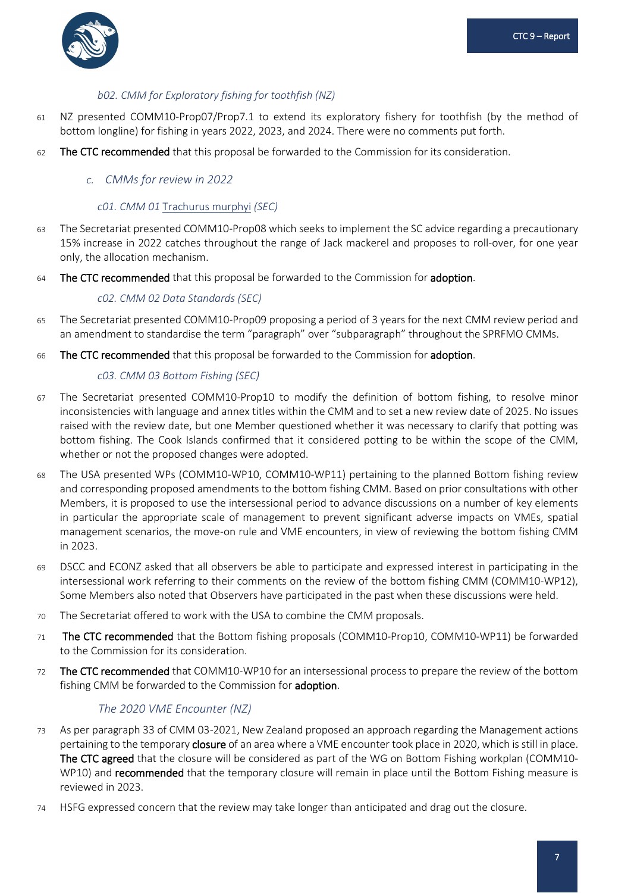*b02. CMM for Exploratory fishing for toothfish (NZ)*

61 NZ presented COMM10-Prop07/Prop7.1 to extend its exploratory fishery for toothfish (by the method of bottom longline) for fishing in years 2022, 2023, and 2024. There were no comments put forth.

62 **The CTC recommended** that this proposal be forwarded to the Commission for its consideration.

## *c. CMMs for review in 2022*

*c01. CMM 01 Trachurus murphyi (SEC)*

63 The Secretariat presented COMM10-Prop08 which seeks to implement the SC advice regarding a precautionary 15% increase in 2022 catches throughout the range of Jack mackerel and proposes to roll-over, for one year only, the allocation mechanism.

64 **The CTC recommended** that this proposal be forwarded to the Commission for **adoption**.

*c02. CMM 02 Data Standards (SEC)*

65 The Secretariat presented COMM10-Prop09 proposing a period of 3 years for the next CMM review period and an amendment to standardise the term "paragraph" over "subparagraph" throughout the SPRFMO CMMs.

66 **The CTC recommended** that this proposal be forwarded to the Commission for **adoption**.

*c03. CMM 03 Bottom Fishing (SEC)*

67 The Secretariat presented COMM10-Prop10 to modify the definition of bottom fishing, to resolve minor inconsistencies with language and annex titles within the CMM and to set a new review date of 2025. No issues raised with the review date, but one Member questioned whether it was necessary to clarify that potting was bottom fishing. The Cook Islands confirmed that it considered potting to be within the scope of the CMM, whether or not the proposed changes were adopted.

68 The USA presented WPs (COMM10-WP10, COMM10-WP11) pertaining to the planned Bottom fishing review and corresponding proposed amendments to the bottom fishing CMM. Based on prior consultations with other Members, it is proposed to use the intersessional period to advance discussions on a number of key elements in particular the appropriate scale of management to prevent significant adverse impacts on VMEs, spatial management scenarios, the move-on rule and VME encounters, in view of reviewing the bottom fishing CMM in 2023.

69 DSCC and ECONZ asked that all observers be able to participate and expressed interest in participating in the intersessional work referring to their comments on the review of the bottom fishing CMM (COMM10-WP12), Some Members also noted that Observers have participated in the past when these discussions were held.

70 The Secretariat offered to work with the USA to combine the CMM proposals.

71 **The CTC recommended** that the Bottom fishing proposals (COMM10-Prop10, COMM10-WP11) be forwarded to the Commission for its consideration.

72 **The CTC recommended** that COMM10-WP10 for an intersessional process to prepare the review of the bottom fishing CMM be forwarded to the Commission for **adoption**.

*The 2020 VME Encounter (NZ)*

73 As per paragraph 33 of CMM 03-2021, New Zealand proposed an approach regarding the Management actions pertaining to the temporary **closure** of an area where a VME encounter took place in 2020, which is still in place. **The CTC agreed** that the closure will be considered as part of the WG on Bottom Fishing workplan (COMM10-WP10) and **recommended** that the temporary closure will remain in place until the Bottom Fishing measure is reviewed in 2023.

74 HSFG expressed concern that the review may take longer than anticipated and drag out the closure.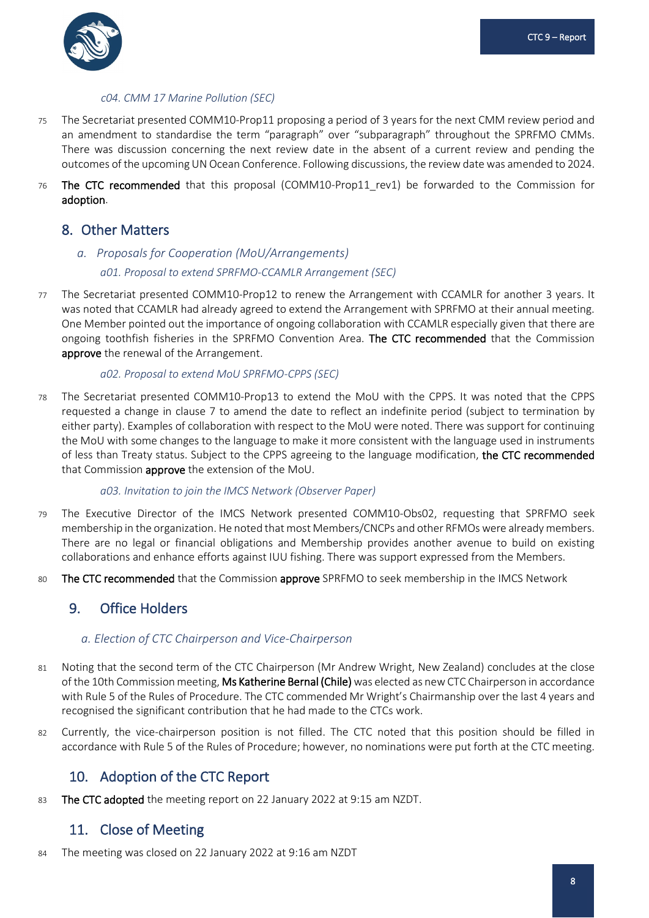*c04. CMM 17 Marine Pollution (SEC)*

75 The Secretariat presented COMM10-Prop11 proposing a period of 3 years for the next CMM review period and an amendment to standardise the term "paragraph" over "subparagraph" throughout the SPRFMO CMMs. There was discussion concerning the next review date in the absent of a current review and pending the outcomes of the upcoming UN Ocean Conference. Following discussions, the review date was amended to 2024.

76 **The CTC recommended** that this proposal (COMM10-Prop11_rev1) be forwarded to the Commission for **adoption**.

## 8. Other Matters

### *a. Proposals for Cooperation (MoU/Arrangements)*

*a01. Proposal to extend SPRFMO-CCAMLR Arrangement (SEC)*

77 The Secretariat presented COMM10-Prop12 to renew the Arrangement with CCAMLR for another 3 years. It was noted that CCAMLR had already agreed to extend the Arrangement with SPRFMO at their annual meeting. One Member pointed out the importance of ongoing collaboration with CCAMLR especially given that there are ongoing toothfish fisheries in the SPRFMO Convention Area. **The CTC recommended** that the Commission **approve** the renewal of the Arrangement.

*a02. Proposal to extend MoU SPRFMO-CPPS (SEC)*

78 The Secretariat presented COMM10-Prop13 to extend the MoU with the CPPS. It was noted that the CPPS requested a change in clause 7 to amend the date to reflect an indefinite period (subject to termination by either party). Examples of collaboration with respect to the MoU were noted. There was support for continuing the MoU with some changes to the language to make it more consistent with the language used in instruments of less than Treaty status. Subject to the CPPS agreeing to the language modification, **the CTC recommended** that Commission **approve** the extension of the MoU.

*a03. Invitation to join the IMCS Network (Observer Paper)*

79 The Executive Director of the IMCS Network presented COMM10-Obs02, requesting that SPRFMO seek membership in the organization. He noted that most Members/CNCPs and other RFMOs were already members. There are no legal or financial obligations and Membership provides another avenue to build on existing collaborations and enhance efforts against IUU fishing. There was support expressed from the Members.

80 **The CTC recommended** that the Commission **approve** SPRFMO to seek membership in the IMCS Network

## 9. Office Holders

### *a. Election of CTC Chairperson and Vice-Chairperson*

81 Noting that the second term of the CTC Chairperson (Mr Andrew Wright, New Zealand) concludes at the close of the 10th Commission meeting, **Ms Katherine Bernal (Chile)** was elected as new CTC Chairperson in accordance with Rule 5 of the Rules of Procedure. The CTC commended Mr Wright's Chairmanship over the last 4 years and recognised the significant contribution that he had made to the CTCs work.

82 Currently, the vice-chairperson position is not filled. The CTC noted that this position should be filled in accordance with Rule 5 of the Rules of Procedure; however, no nominations were put forth at the CTC meeting.

## 10. Adoption of the CTC Report

83 **The CTC adopted** the meeting report on 22 January 2022 at 9:15 am NZDT.

## 11. Close of Meeting

84 The meeting was closed on 22 January 2022 at 9:16 am NZDT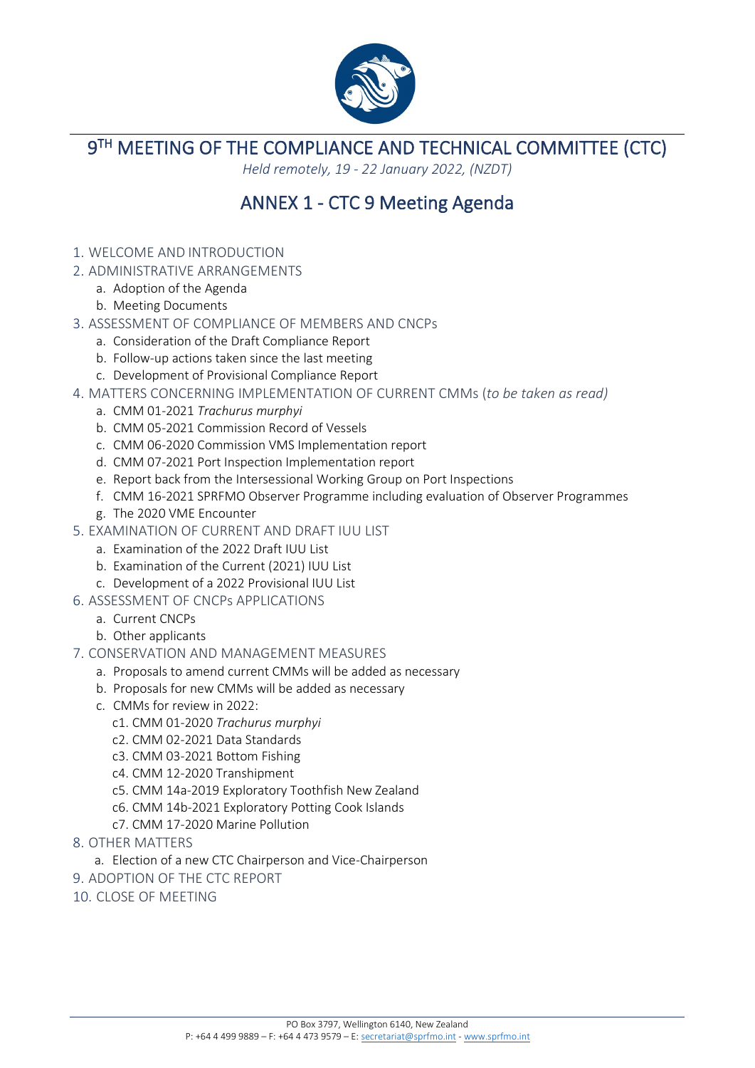# 9TH MEETING OF THE COMPLIANCE AND TECHNICAL COMMITTEE (CTC)

*Held remotely, 19 - 22 January 2022, (NZDT)*

## ANNEX 1 - CTC 9 Meeting Agenda

1. WELCOME AND INTRODUCTION
2. ADMINISTRATIVE ARRANGEMENTS
   a. Adoption of the Agenda
   b. Meeting Documents
3. ASSESSMENT OF COMPLIANCE OF MEMBERS AND CNCPs
   a. Consideration of the Draft Compliance Report
   b. Follow-up actions taken since the last meeting
   c. Development of Provisional Compliance Report
4. MATTERS CONCERNING IMPLEMENTATION OF CURRENT CMMs (*to be taken as read)*
   a. CMM 01-2021 *Trachurus murphyi*
   b. CMM 05-2021 Commission Record of Vessels
   c. CMM 06-2020 Commission VMS Implementation report
   d. CMM 07-2021 Port Inspection Implementation report
   e. Report back from the Intersessional Working Group on Port Inspections
   f. CMM 16-2021 SPRFMO Observer Programme including evaluation of Observer Programmes
   g. The 2020 VME Encounter
5. EXAMINATION OF CURRENT AND DRAFT IUU LIST
   a. Examination of the 2022 Draft IUU List
   b. Examination of the Current (2021) IUU List
   c. Development of a 2022 Provisional IUU List
6. ASSESSMENT OF CNCPs APPLICATIONS
   a. Current CNCPs
   b. Other applicants
7. CONSERVATION AND MANAGEMENT MEASURES
   a. Proposals to amend current CMMs will be added as necessary
   b. Proposals for new CMMs will be added as necessary
   c. CMMs for review in 2022:
      c1. CMM 01-2020 *Trachurus murphyi*
      c2. CMM 02-2021 Data Standards
      c3. CMM 03-2021 Bottom Fishing
      c4. CMM 12-2020 Transhipment
      c5. CMM 14a-2019 Exploratory Toothfish New Zealand
      c6. CMM 14b-2021 Exploratory Potting Cook Islands
      c7. CMM 17-2020 Marine Pollution
8. OTHER MATTERS
   a. Election of a new CTC Chairperson and Vice-Chairperson
9. ADOPTION OF THE CTC REPORT
10. CLOSE OF MEETING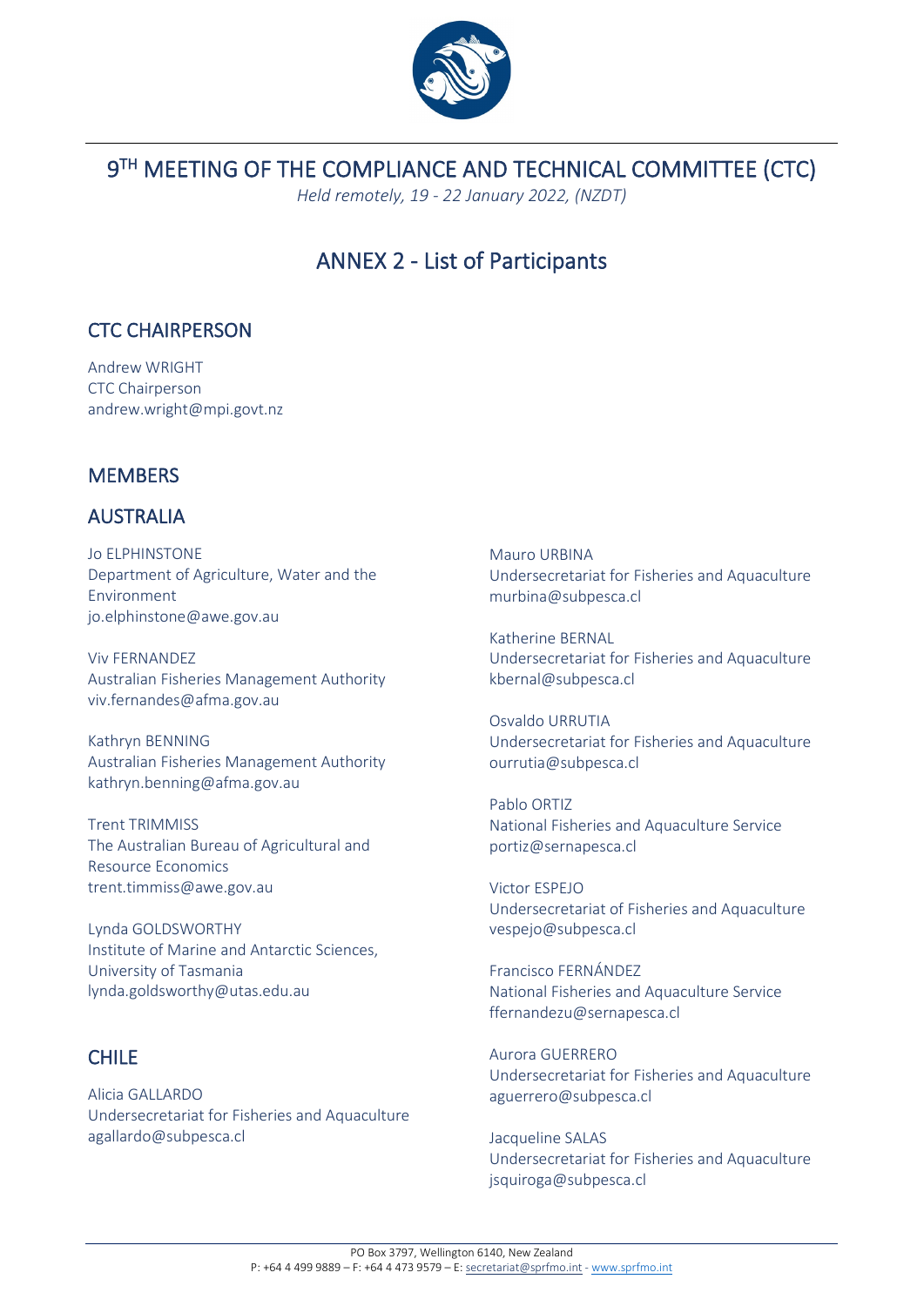# 9[TH] MEETING OF THE COMPLIANCE AND TECHNICAL COMMITTEE (CTC)

*Held remotely, 19 - 22 January 2022, (NZDT)*

## ANNEX 2 - List of Participants

### CTC CHAIRPERSON

Andrew WRIGHT
CTC Chairperson
andrew.wright@mpi.govt.nz

### MEMBERS

### AUSTRALIA

Jo ELPHINSTONE
Department of Agriculture, Water and the Environment
jo.elphinstone@awe.gov.au

Viv FERNANDEZ
Australian Fisheries Management Authority
viv.fernandes@afma.gov.au

Kathryn BENNING
Australian Fisheries Management Authority
kathryn.benning@afma.gov.au

Trent TRIMMISS
The Australian Bureau of Agricultural and Resource Economics
trent.timmiss@awe.gov.au

Lynda GOLDSWORTHY
Institute of Marine and Antarctic Sciences, University of Tasmania
lynda.goldsworthy@utas.edu.au

### CHILE

Alicia GALLARDO
Undersecretariat for Fisheries and Aquaculture
agallardo@subpesca.cl

Mauro URBINA
Undersecretariat for Fisheries and Aquaculture
murbina@subpesca.cl

Katherine BERNAL
Undersecretariat for Fisheries and Aquaculture
kbernal@subpesca.cl

Osvaldo URRUTIA
Undersecretariat for Fisheries and Aquaculture
ourrutia@subpesca.cl

Pablo ORTIZ
National Fisheries and Aquaculture Service
portiz@sernapesca.cl

Victor ESPEJO
Undersecretariat of Fisheries and Aquaculture
vespejo@subpesca.cl

Francisco FERNÁNDEZ
National Fisheries and Aquaculture Service
ffernandezu@sernapesca.cl

Aurora GUERRERO
Undersecretariat for Fisheries and Aquaculture
aguerrero@subpesca.cl

Jacqueline SALAS
Undersecretariat for Fisheries and Aquaculture
jsquiroga@subpesca.cl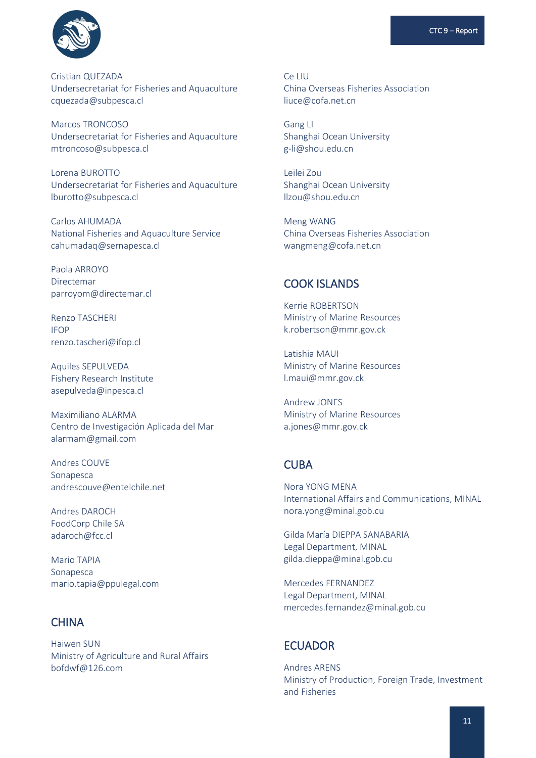Cristian QUEZADA
Undersecretariat for Fisheries and Aquaculture
cquezada@subpesca.cl

Marcos TRONCOSO
Undersecretariat for Fisheries and Aquaculture
mtroncoso@subpesca.cl

Lorena BUROTTO
Undersecretariat for Fisheries and Aquaculture
lburotto@subpesca.cl

Carlos AHUMADA
National Fisheries and Aquaculture Service
cahumadaq@sernapesca.cl

Paola ARROYO
Directemar
parroyom@directemar.cl

Renzo TASCHERI
IFOP
renzo.tascheri@ifop.cl

Aquiles SEPULVEDA
Fishery Research Institute
asepulveda@inpesca.cl

Maximiliano ALARMA
Centro de Investigación Aplicada del Mar
alarmam@gmail.com

Andres COUVE
Sonapesca
andrescouve@entelchile.net

Andres DAROCH
FoodCorp Chile SA
adaroch@fcc.cl

Mario TAPIA
Sonapesca
mario.tapia@ppulegal.com

## CHINA

Haiwen SUN
Ministry of Agriculture and Rural Affairs
bofdwf@126.com

Ce LIU
China Overseas Fisheries Association
liuce@cofa.net.cn

Gang LI
Shanghai Ocean University
g-li@shou.edu.cn

Leilei Zou
Shanghai Ocean University
llzou@shou.edu.cn

Meng WANG
China Overseas Fisheries Association
wangmeng@cofa.net.cn

## COOK ISLANDS

Kerrie ROBERTSON
Ministry of Marine Resources
k.robertson@mmr.gov.ck

Latishia MAUI
Ministry of Marine Resources
l.maui@mmr.gov.ck

Andrew JONES
Ministry of Marine Resources
a.jones@mmr.gov.ck

## CUBA

Nora YONG MENA
International Affairs and Communications, MINAL
nora.yong@minal.gob.cu

Gilda María DIEPPA SANABARIA
Legal Department, MINAL
gilda.dieppa@minal.gob.cu

Mercedes FERNANDEZ
Legal Department, MINAL
mercedes.fernandez@minal.gob.cu

## ECUADOR

Andres ARENS
Ministry of Production, Foreign Trade, Investment and Fisheries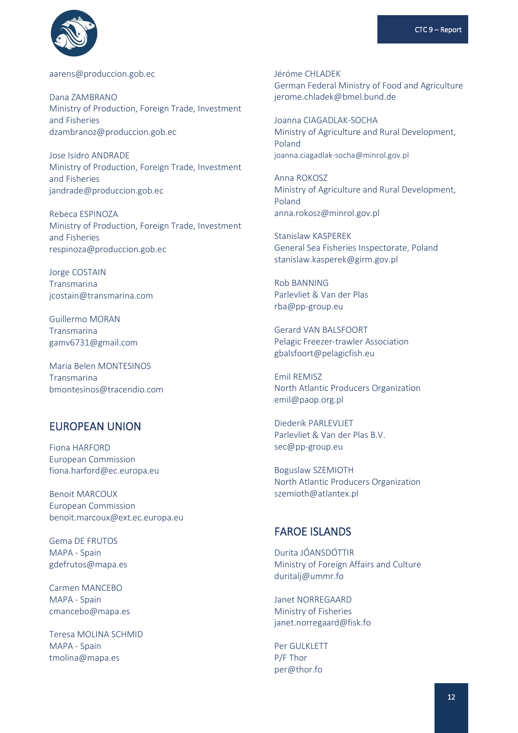aarens@produccion.gob.ec

Dana ZAMBRANO
Ministry of Production, Foreign Trade, Investment and Fisheries
dzambranoz@produccion.gob.ec

Jose Isidro ANDRADE
Ministry of Production, Foreign Trade, Investment and Fisheries
jandrade@produccion.gob.ec

Rebeca ESPINOZA
Ministry of Production, Foreign Trade, Investment and Fisheries
respinoza@produccion.gob.ec

Jorge COSTAIN
Transmarina
jcostain@transmarina.com

Guillermo MORAN
Transmarina
gamv6731@gmail.com

Maria Belen MONTESINOS
Transmarina
bmontesinos@tracendio.com

## EUROPEAN UNION

Fiona HARFORD
European Commission
fiona.harford@ec.europa.eu

Benoit MARCOUX
European Commission
benoit.marcoux@ext.ec.europa.eu

Gema DE FRUTOS
MAPA - Spain
gdefrutos@mapa.es

Carmen MANCEBO
MAPA - Spain
cmancebo@mapa.es

Teresa MOLINA SCHMID
MAPA - Spain
tmolina@mapa.es

Jéróme CHLADEK
German Federal Ministry of Food and Agriculture
jerome.chladek@bmel.bund.de

Joanna CIAGADLAK-SOCHA
Ministry of Agriculture and Rural Development, Poland
joanna.ciagadlak-socha@minrol.gov.pl

Anna ROKOSZ
Ministry of Agriculture and Rural Development, Poland
anna.rokosz@minrol.gov.pl

Stanislaw KASPEREK
General Sea Fisheries Inspectorate, Poland
stanislaw.kasperek@girm.gov.pl

Rob BANNING
Parlevliet & Van der Plas
rba@pp-group.eu

Gerard VAN BALSFOORT
Pelagic Freezer-trawler Association
gbalsfoort@pelagicfish.eu

Emil REMISZ
North Atlantic Producers Organization
emil@paop.org.pl

Diederik PARLEVLIET
Parlevliet & Van der Plas B.V.
sec@pp-group.eu

Boguslaw SZEMIOTH
North Atlantic Producers Organization
szemioth@atlantex.pl

## FAROE ISLANDS

Durita JÓANSDÓTTIR
Ministry of Foreign Affairs and Culture
duritalj@ummr.fo

Janet NORREGAARD
Ministry of Fisheries
janet.norregaard@fisk.fo

Per GULKLETT
P/F Thor
per@thor.fo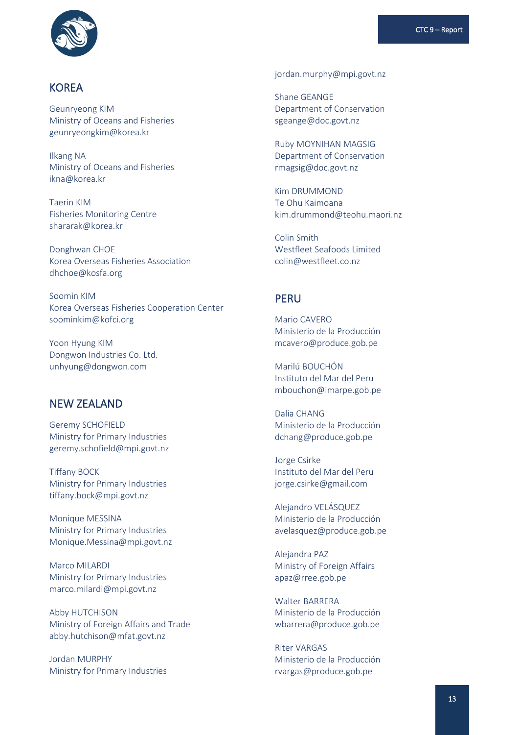## KOREA

Geunryeong KIM
Ministry of Oceans and Fisheries
geunryeongkim@korea.kr

Ilkang NA
Ministry of Oceans and Fisheries
ikna@korea.kr

Taerin KIM
Fisheries Monitoring Centre
shararak@korea.kr

Donghwan CHOE
Korea Overseas Fisheries Association
dhchoe@kosfa.org

Soomin KIM
Korea Overseas Fisheries Cooperation Center
soominkim@kofci.org

Yoon Hyung KIM
Dongwon Industries Co. Ltd.
unhyung@dongwon.com

## NEW ZEALAND

Geremy SCHOFIELD
Ministry for Primary Industries
geremy.schofield@mpi.govt.nz

Tiffany BOCK
Ministry for Primary Industries
tiffany.bock@mpi.govt.nz

Monique MESSINA
Ministry for Primary Industries
Monique.Messina@mpi.govt.nz

Marco MILARDI
Ministry for Primary Industries
marco.milardi@mpi.govt.nz

Abby HUTCHISON
Ministry of Foreign Affairs and Trade
abby.hutchison@mfat.govt.nz

Jordan MURPHY
Ministry for Primary Industries
jordan.murphy@mpi.govt.nz

Shane GEANGE
Department of Conservation
sgeange@doc.govt.nz

Ruby MOYNIHAN MAGSIG
Department of Conservation
rmagsig@doc.govt.nz

Kim DRUMMOND
Te Ohu Kaimoana
kim.drummond@teohu.maori.nz

Colin Smith
Westfleet Seafoods Limited
colin@westfleet.co.nz

## PERU

Mario CAVERO
Ministerio de la Producción
mcavero@produce.gob.pe

Marilú BOUCHÓN
Instituto del Mar del Peru
mbouchon@imarpe.gob.pe

Dalia CHANG
Ministerio de la Producción
dchang@produce.gob.pe

Jorge Csirke
Instituto del Mar del Peru
jorge.csirke@gmail.com

Alejandro VELÁSQUEZ
Ministerio de la Producción
avelasquez@produce.gob.pe

Alejandra PAZ
Ministry of Foreign Affairs
apaz@rree.gob.pe

Walter BARRERA
Ministerio de la Producción
wbarrera@produce.gob.pe

Riter VARGAS
Ministerio de la Producción
rvargas@produce.gob.pe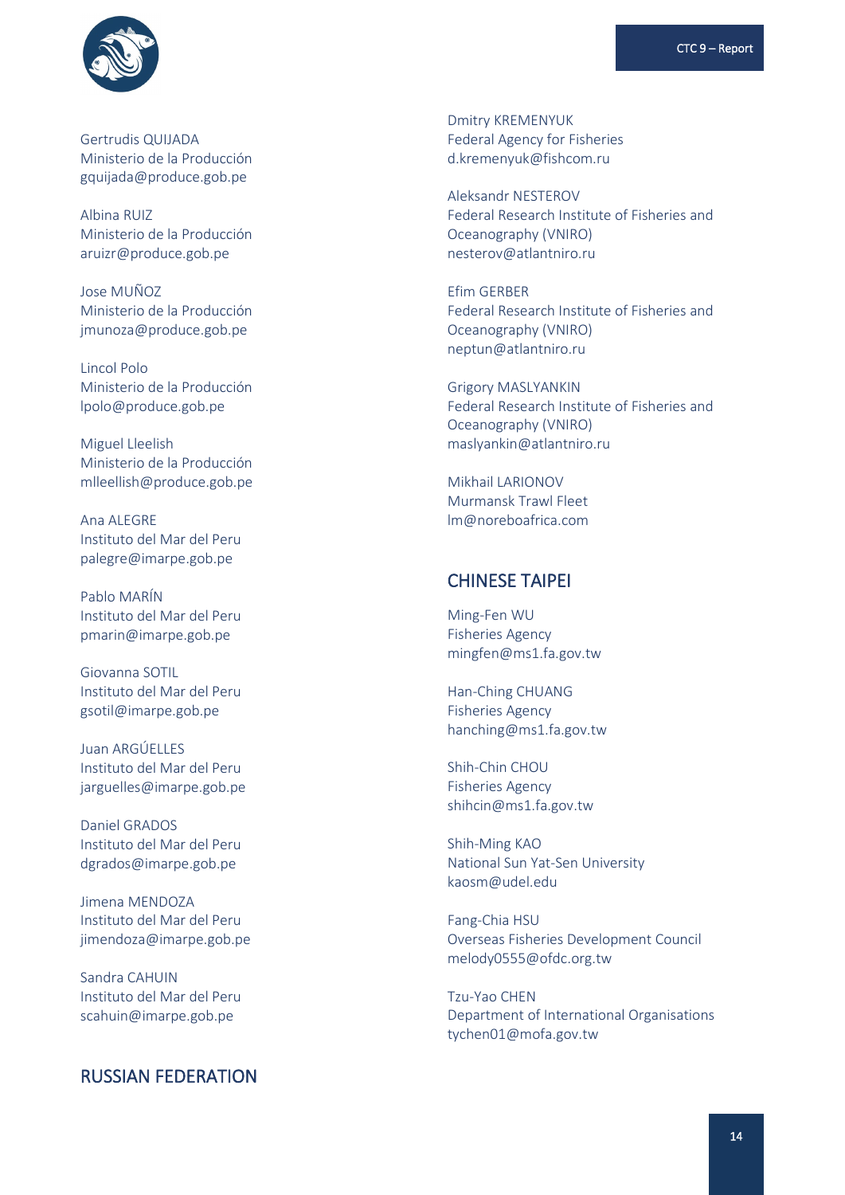Gertrudis QUIJADA
Ministerio de la Producción
gquijada@produce.gob.pe

Albina RUIZ
Ministerio de la Producción
aruizr@produce.gob.pe

Jose MUÑOZ
Ministerio de la Producción
jmunoza@produce.gob.pe

Lincol Polo
Ministerio de la Producción
lpolo@produce.gob.pe

Miguel Lleelish
Ministerio de la Producción
mlleellish@produce.gob.pe

Ana ALEGRE
Instituto del Mar del Peru
palegre@imarpe.gob.pe

Pablo MARÍN
Instituto del Mar del Peru
pmarin@imarpe.gob.pe

Giovanna SOTIL
Instituto del Mar del Peru
gsotil@imarpe.gob.pe

Juan ARGÚELLES
Instituto del Mar del Peru
jarguelles@imarpe.gob.pe

Daniel GRADOS
Instituto del Mar del Peru
dgrados@imarpe.gob.pe

Jimena MENDOZA
Instituto del Mar del Peru
jimendoza@imarpe.gob.pe

Sandra CAHUIN
Instituto del Mar del Peru
scahuin@imarpe.gob.pe

## RUSSIAN FEDERATION

Dmitry KREMENYUK
Federal Agency for Fisheries
d.kremenyuk@fishcom.ru

Aleksandr NESTEROV
Federal Research Institute of Fisheries and Oceanography (VNIRO)
nesterov@atlantniro.ru

Efim GERBER
Federal Research Institute of Fisheries and Oceanography (VNIRO)
neptun@atlantniro.ru

Grigory MASLYANKIN
Federal Research Institute of Fisheries and Oceanography (VNIRO)
maslyankin@atlantniro.ru

Mikhail LARIONOV
Murmansk Trawl Fleet
lm@noreboafrica.com

## CHINESE TAIPEI

Ming-Fen WU
Fisheries Agency
mingfen@ms1.fa.gov.tw

Han-Ching CHUANG
Fisheries Agency
hanching@ms1.fa.gov.tw

Shih-Chin CHOU
Fisheries Agency
shihcin@ms1.fa.gov.tw

Shih-Ming KAO
National Sun Yat-Sen University
kaosm@udel.edu

Fang-Chia HSU
Overseas Fisheries Development Council
melody0555@ofdc.org.tw

Tzu-Yao CHEN
Department of International Organisations
tychen01@mofa.gov.tw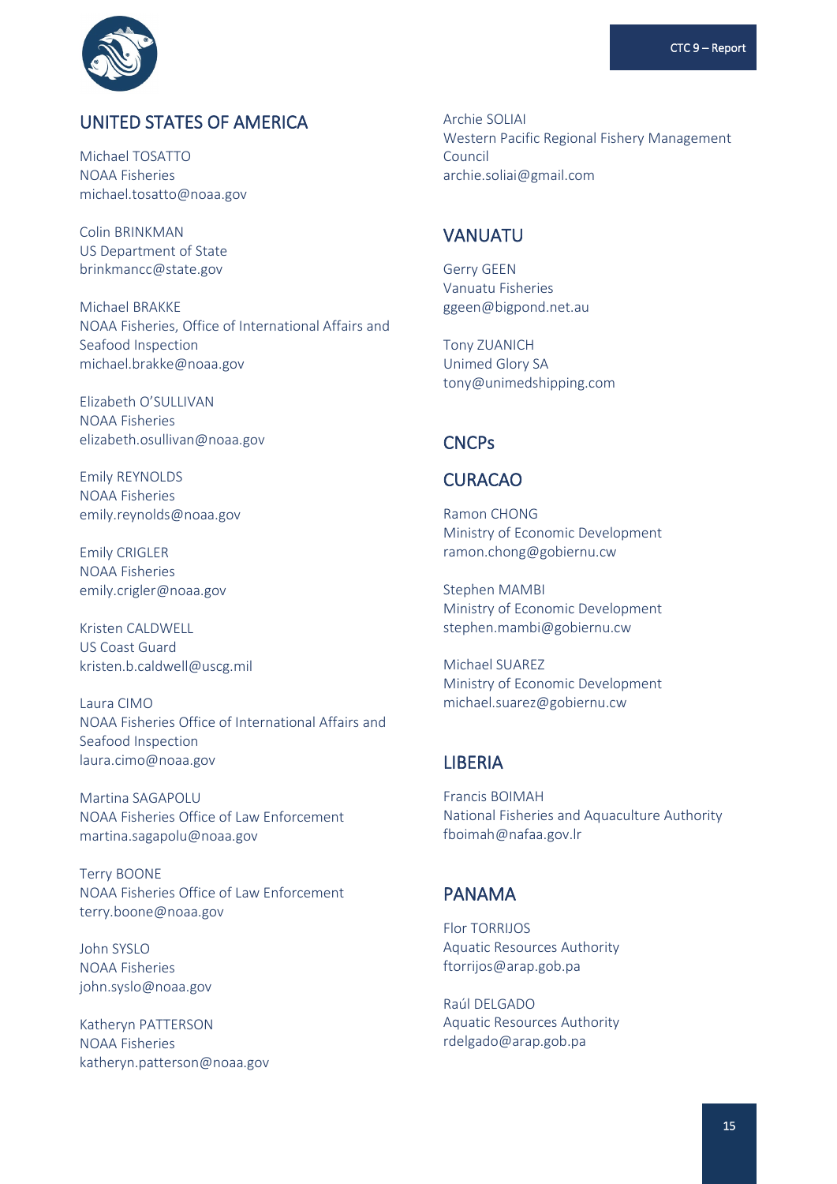## UNITED STATES OF AMERICA

Michael TOSATTO
NOAA Fisheries
michael.tosatto@noaa.gov

Colin BRINKMAN
US Department of State
brinkmancc@state.gov

Michael BRAKKE
NOAA Fisheries, Office of International Affairs and Seafood Inspection
michael.brakke@noaa.gov

Elizabeth O'SULLIVAN
NOAA Fisheries
elizabeth.osullivan@noaa.gov

Emily REYNOLDS
NOAA Fisheries
emily.reynolds@noaa.gov

Emily CRIGLER
NOAA Fisheries
emily.crigler@noaa.gov

Kristen CALDWELL
US Coast Guard
kristen.b.caldwell@uscg.mil

Laura CIMO
NOAA Fisheries Office of International Affairs and Seafood Inspection
laura.cimo@noaa.gov

Martina SAGAPOLU
NOAA Fisheries Office of Law Enforcement
martina.sagapolu@noaa.gov

Terry BOONE
NOAA Fisheries Office of Law Enforcement
terry.boone@noaa.gov

John SYSLO
NOAA Fisheries
john.syslo@noaa.gov

Katheryn PATTERSON
NOAA Fisheries
katheryn.patterson@noaa.gov

Archie SOLIAI
Western Pacific Regional Fishery Management Council
archie.soliai@gmail.com

## VANUATU

Gerry GEEN
Vanuatu Fisheries
ggeen@bigpond.net.au

Tony ZUANICH
Unimed Glory SA
tony@unimedshipping.com

## CNCPs

## CURACAO

Ramon CHONG
Ministry of Economic Development
ramon.chong@gobiernu.cw

Stephen MAMBI
Ministry of Economic Development
stephen.mambi@gobiernu.cw

Michael SUAREZ
Ministry of Economic Development
michael.suarez@gobiernu.cw

## LIBERIA

Francis BOIMAH
National Fisheries and Aquaculture Authority
fboimah@nafaa.gov.lr

## PANAMA

Flor TORRIJOS
Aquatic Resources Authority
ftorrijos@arap.gob.pa

Raúl DELGADO
Aquatic Resources Authority
rdelgado@arap.gob.pa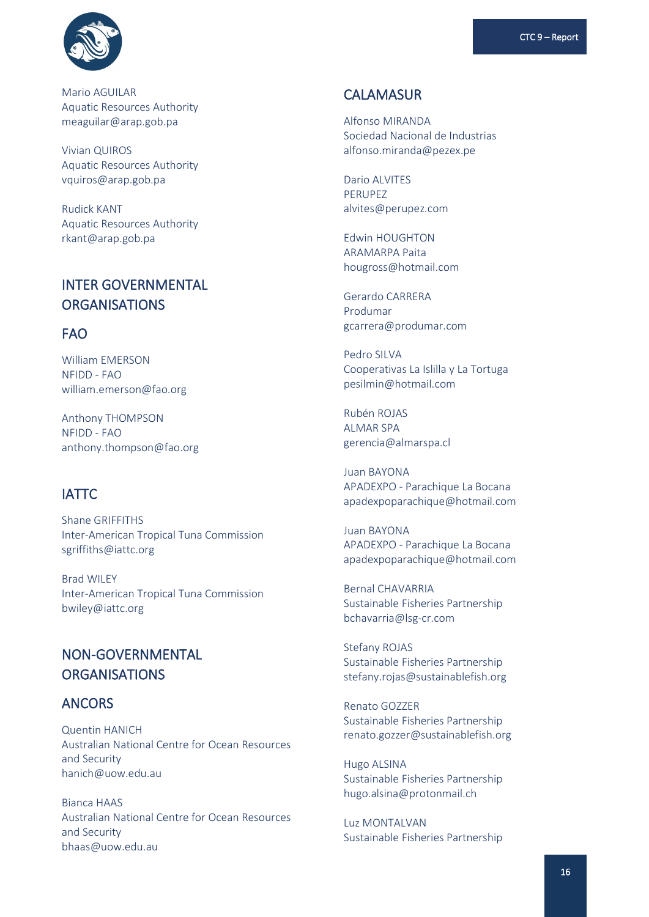Mario AGUILAR
Aquatic Resources Authority
meaguilar@arap.gob.pa

Vivian QUIROS
Aquatic Resources Authority
vquiros@arap.gob.pa

Rudick KANT
Aquatic Resources Authority
rkant@arap.gob.pa

## INTER GOVERNMENTAL ORGANISATIONS

### FAO

William EMERSON
NFIDD - FAO
william.emerson@fao.org

Anthony THOMPSON
NFIDD - FAO
anthony.thompson@fao.org

### IATTC

Shane GRIFFITHS
Inter-American Tropical Tuna Commission
sgriffiths@iattc.org

Brad WILEY
Inter-American Tropical Tuna Commission
bwiley@iattc.org

## NON-GOVERNMENTAL ORGANISATIONS

### ANCORS

Quentin HANICH
Australian National Centre for Ocean Resources and Security
hanich@uow.edu.au

Bianca HAAS
Australian National Centre for Ocean Resources and Security
bhaas@uow.edu.au

### CALAMASUR

Alfonso MIRANDA
Sociedad Nacional de Industrias
alfonso.miranda@pezex.pe

Dario ALVITES
PERUPEZ
alvites@perupez.com

Edwin HOUGHTON
ARAMARPA Paita
hougross@hotmail.com

Gerardo CARRERA
Produmar
gcarrera@produmar.com

Pedro SILVA
Cooperativas La Islilla y La Tortuga
pesilmin@hotmail.com

Rubén ROJAS
ALMAR SPA
gerencia@almarspa.cl

Juan BAYONA
APADEXPO - Parachique La Bocana
apadexpoparachique@hotmail.com

Juan BAYONA
APADEXPO - Parachique La Bocana
apadexpoparachique@hotmail.com

Bernal CHAVARRIA
Sustainable Fisheries Partnership
bchavarria@lsg-cr.com

Stefany ROJAS
Sustainable Fisheries Partnership
stefany.rojas@sustainablefish.org

Renato GOZZER
Sustainable Fisheries Partnership
renato.gozzer@sustainablefish.org

Hugo ALSINA
Sustainable Fisheries Partnership
hugo.alsina@protonmail.ch

Luz MONTALVAN
Sustainable Fisheries Partnership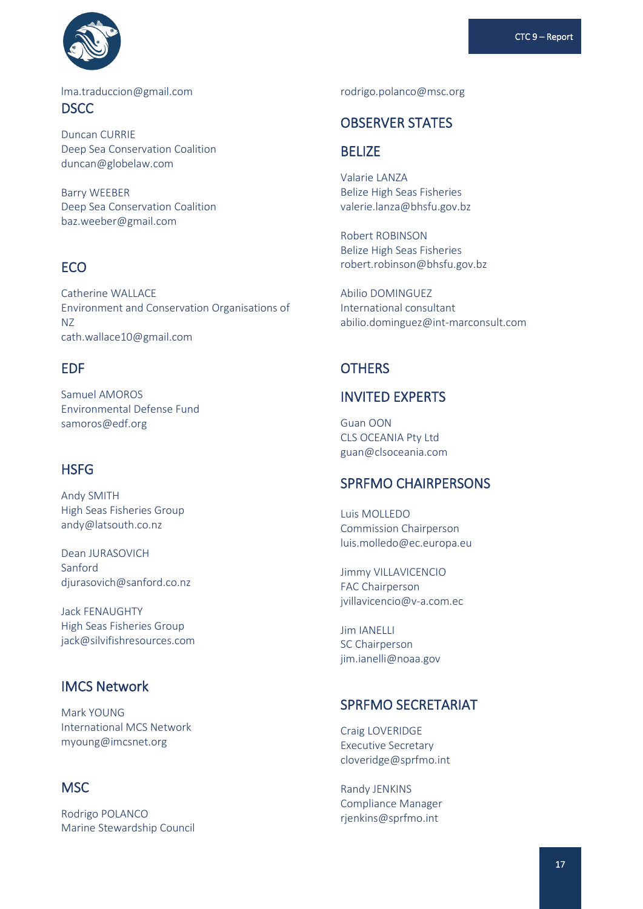lma.traduccion@gmail.com

## DSCC

Duncan CURRIE
Deep Sea Conservation Coalition
duncan@globelaw.com

Barry WEEBER
Deep Sea Conservation Coalition
baz.weeber@gmail.com

## ECO

Catherine WALLACE
Environment and Conservation Organisations of NZ
cath.wallace10@gmail.com

## EDF

Samuel AMOROS
Environmental Defense Fund
samoros@edf.org

## HSFG

Andy SMITH
High Seas Fisheries Group
andy@latsouth.co.nz

Dean JURASOVICH
Sanford
djurasovich@sanford.co.nz

Jack FENAUGHTY
High Seas Fisheries Group
jack@silvifishresources.com

## IMCS Network

Mark YOUNG
International MCS Network
myoung@imcsnet.org

## MSC

Rodrigo POLANCO
Marine Stewardship Council
rodrigo.polanco@msc.org

## OBSERVER STATES

## BELIZE

Valarie LANZA
Belize High Seas Fisheries
valerie.lanza@bhsfu.gov.bz

Robert ROBINSON
Belize High Seas Fisheries
robert.robinson@bhsfu.gov.bz

Abilio DOMINGUEZ
International consultant
abilio.dominguez@int-marconsult.com

## OTHERS

## INVITED EXPERTS

Guan OON
CLS OCEANIA Pty Ltd
guan@clsoceania.com

## SPRFMO CHAIRPERSONS

Luis MOLLEDO
Commission Chairperson
luis.molledo@ec.europa.eu

Jimmy VILLAVICENCIO
FAC Chairperson
jvillavicencio@v-a.com.ec

Jim IANELLI
SC Chairperson
jim.ianelli@noaa.gov

## SPRFMO SECRETARIAT

Craig LOVERIDGE
Executive Secretary
cloveridge@sprfmo.int

Randy JENKINS
Compliance Manager
rjenkins@sprfmo.int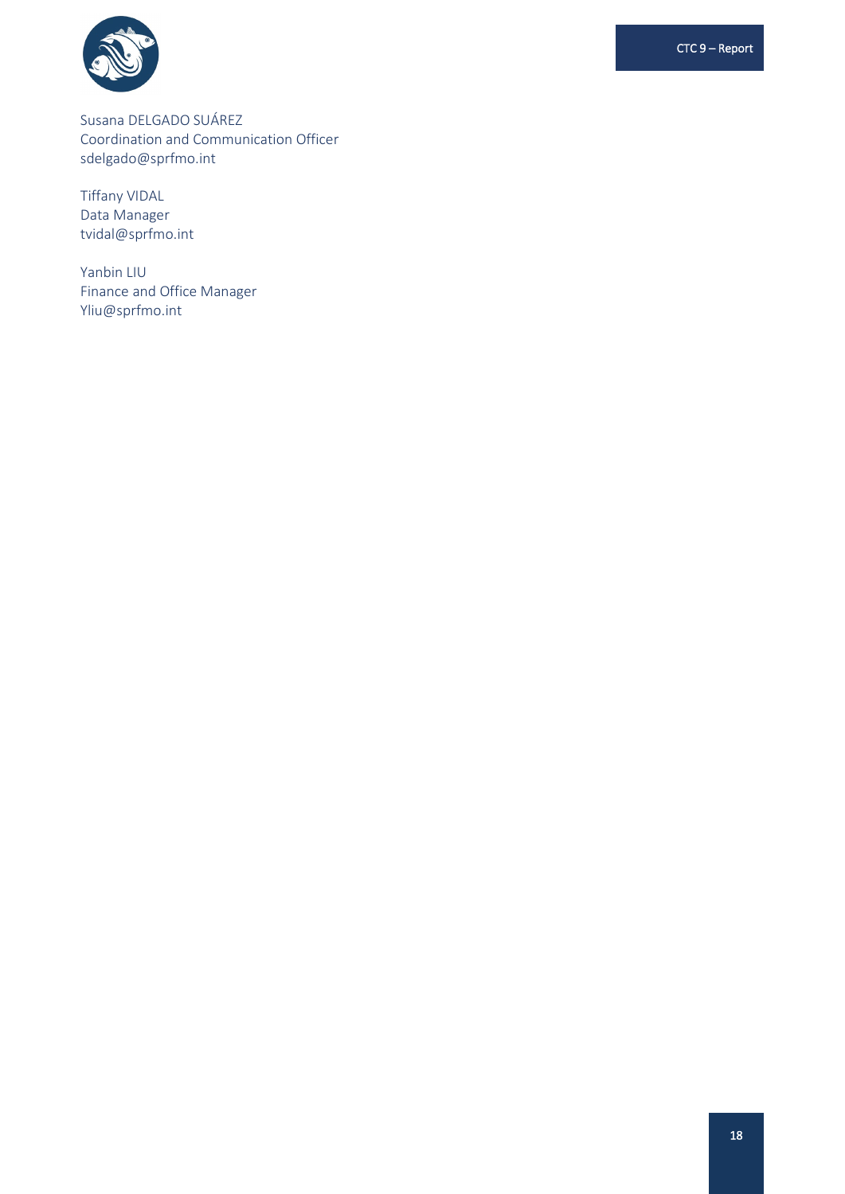Susana DELGADO SUÁREZ  
Coordination and Communication Officer  
sdelgado@sprfmo.int

Tiffany VIDAL  
Data Manager  
tvidal@sprfmo.int

Yanbin LIU  
Finance and Office Manager  
Yliu@sprfmo.int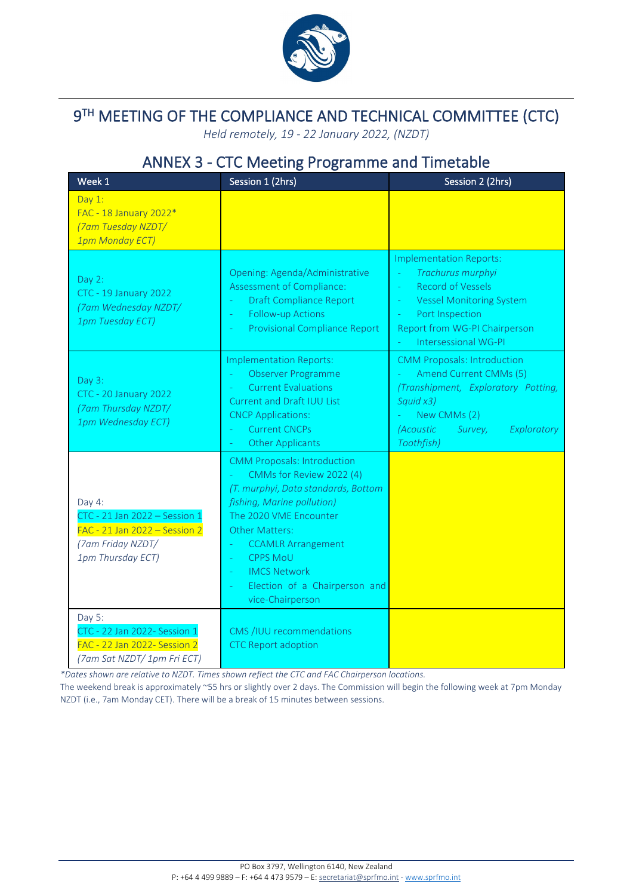# 9[TH] MEETING OF THE COMPLIANCE AND TECHNICAL COMMITTEE (CTC)

*Held remotely, 19 - 22 January 2022, (NZDT)*

## ANNEX 3 - CTC Meeting Programme and Timetable

| Week 1 | Session 1 (2hrs) | Session 2 (2hrs) |
|---|---|---|
| Day 1:<br>FAC - 18 January 2022*<br>*(7am Tuesday NZDT/ 1pm Monday ECT)* | | |
| Day 2:<br>CTC - 19 January 2022<br>*(7am Wednesday NZDT/ 1pm Tuesday ECT)* | Opening: Agenda/Administrative<br>Assessment of Compliance:<br>- Draft Compliance Report<br>- Follow-up Actions<br>- Provisional Compliance Report | Implementation Reports:<br>- *Trachurus murphyi*<br>- Record of Vessels<br>- Vessel Monitoring System<br>- Port Inspection<br>Report from WG-PI Chairperson<br>- Intersessional WG-PI |
| Day 3:<br>CTC - 20 January 2022<br>*(7am Thursday NZDT/ 1pm Wednesday ECT)* | Implementation Reports:<br>- Observer Programme<br>- Current Evaluations<br>Current and Draft IUU List<br>CNCP Applications:<br>- Current CNCPs<br>- Other Applicants | CMM Proposals: Introduction<br>- Amend Current CMMs (5)<br>*(Transhipment, Exploratory Potting, Squid x3)*<br>- New CMMs (2)<br>*(Acoustic Survey, Exploratory Toothfish)* |
| Day 4:<br>CTC - 21 Jan 2022 – Session 1<br>FAC - 21 Jan 2022 – Session 2<br>*(7am Friday NZDT/ 1pm Thursday ECT)* | CMM Proposals: Introduction<br>- CMMs for Review 2022 (4)<br>*(T. murphyi, Data standards, Bottom fishing, Marine pollution)*<br>The 2020 VME Encounter<br>Other Matters:<br>- CCAMLR Arrangement<br>- CPPS MoU<br>- IMCS Network<br>- Election of a Chairperson and vice-Chairperson | |
| Day 5:<br>CTC - 22 Jan 2022- Session 1<br>FAC - 22 Jan 2022- Session 2<br>*(7am Sat NZDT/ 1pm Fri ECT)* | CMS /IUU recommendations<br>CTC Report adoption | |

*\*Dates shown are relative to NZDT. Times shown reflect the CTC and FAC Chairperson locations.*

The weekend break is approximately ~55 hrs or slightly over 2 days. The Commission will begin the following week at 7pm Monday NZDT (i.e., 7am Monday CET). There will be a break of 15 minutes between sessions.

PO Box 3797, Wellington 6140, New Zealand
P: +64 4 499 9889 – F: +64 4 473 9579 – E: secretariat@sprfmo.int - www.sprfmo.int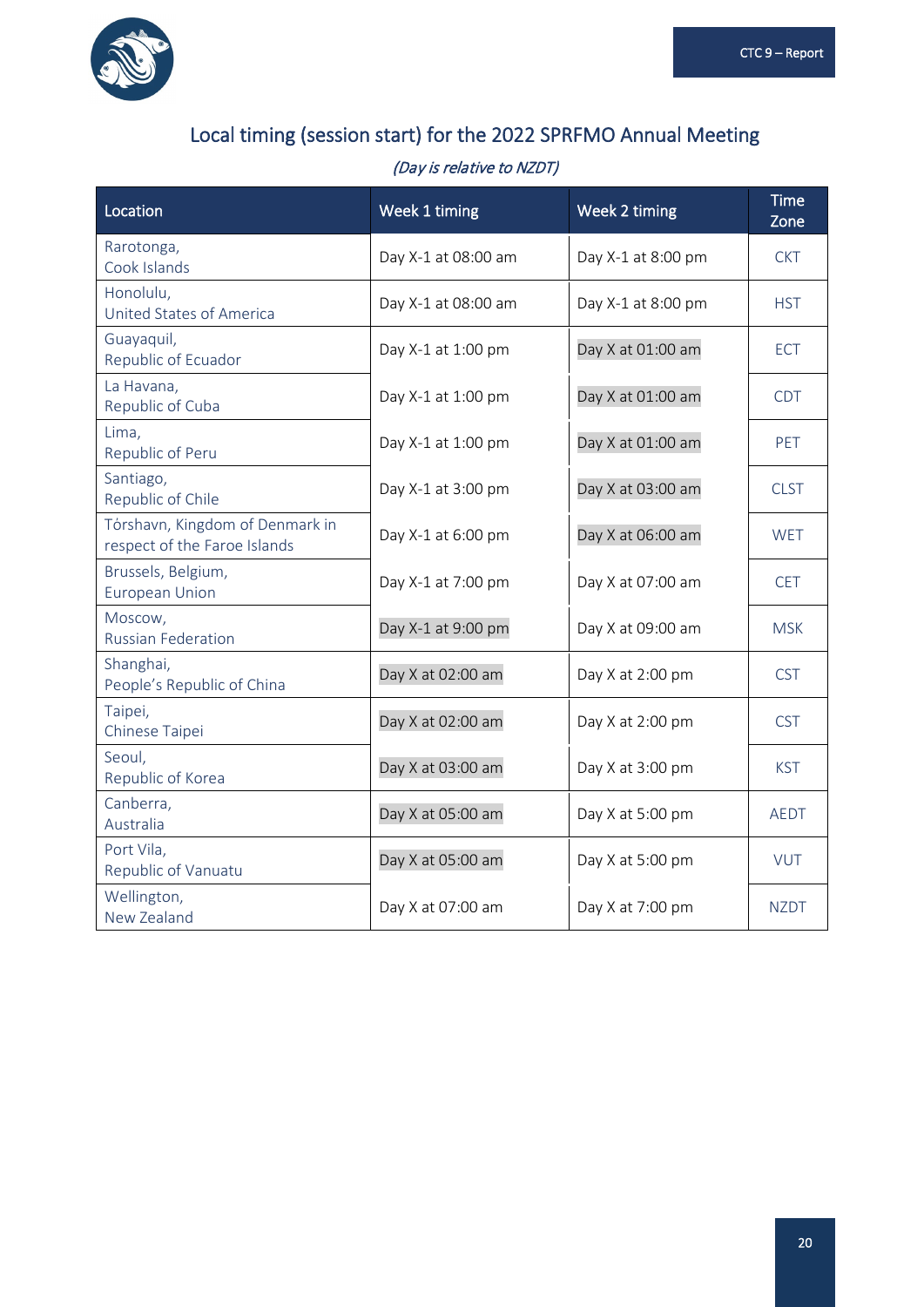## Local timing (session start) for the 2022 SPRFMO Annual Meeting

*(Day is relative to NZDT)*

| Location | Week 1 timing | Week 2 timing | Time Zone |
|---|---|---|---|
| Rarotonga, Cook Islands | Day X-1 at 08:00 am | Day X-1 at 8:00 pm | CKT |
| Honolulu, United States of America | Day X-1 at 08:00 am | Day X-1 at 8:00 pm | HST |
| Guayaquil, Republic of Ecuador | Day X-1 at 1:00 pm | Day X at 01:00 am | ECT |
| La Havana, Republic of Cuba | Day X-1 at 1:00 pm | Day X at 01:00 am | CDT |
| Lima, Republic of Peru | Day X-1 at 1:00 pm | Day X at 01:00 am | PET |
| Santiago, Republic of Chile | Day X-1 at 3:00 pm | Day X at 03:00 am | CLST |
| Tórshavn, Kingdom of Denmark in respect of the Faroe Islands | Day X-1 at 6:00 pm | Day X at 06:00 am | WET |
| Brussels, Belgium, European Union | Day X-1 at 7:00 pm | Day X at 07:00 am | CET |
| Moscow, Russian Federation | Day X-1 at 9:00 pm | Day X at 09:00 am | MSK |
| Shanghai, People's Republic of China | Day X at 02:00 am | Day X at 2:00 pm | CST |
| Taipei, Chinese Taipei | Day X at 02:00 am | Day X at 2:00 pm | CST |
| Seoul, Republic of Korea | Day X at 03:00 am | Day X at 3:00 pm | KST |
| Canberra, Australia | Day X at 05:00 am | Day X at 5:00 pm | AEDT |
| Port Vila, Republic of Vanuatu | Day X at 05:00 am | Day X at 5:00 pm | VUT |
| Wellington, New Zealand | Day X at 07:00 am | Day X at 7:00 pm | NZDT |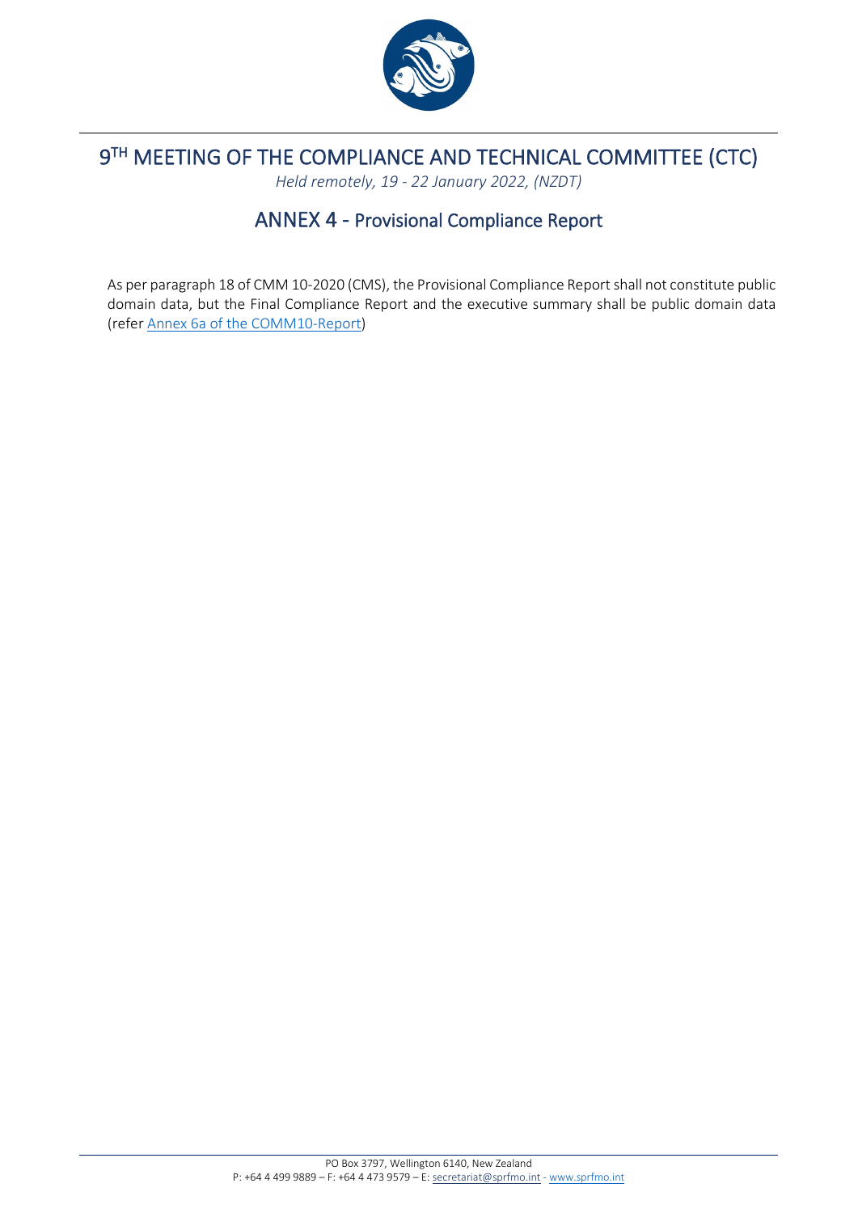# 9TH MEETING OF THE COMPLIANCE AND TECHNICAL COMMITTEE (CTC)

*Held remotely, 19 - 22 January 2022, (NZDT)*

## ANNEX 4 - Provisional Compliance Report

As per paragraph 18 of CMM 10-2020 (CMS), the Provisional Compliance Report shall not constitute public domain data, but the Final Compliance Report and the executive summary shall be public domain data (refer Annex 6a of the COMM10-Report)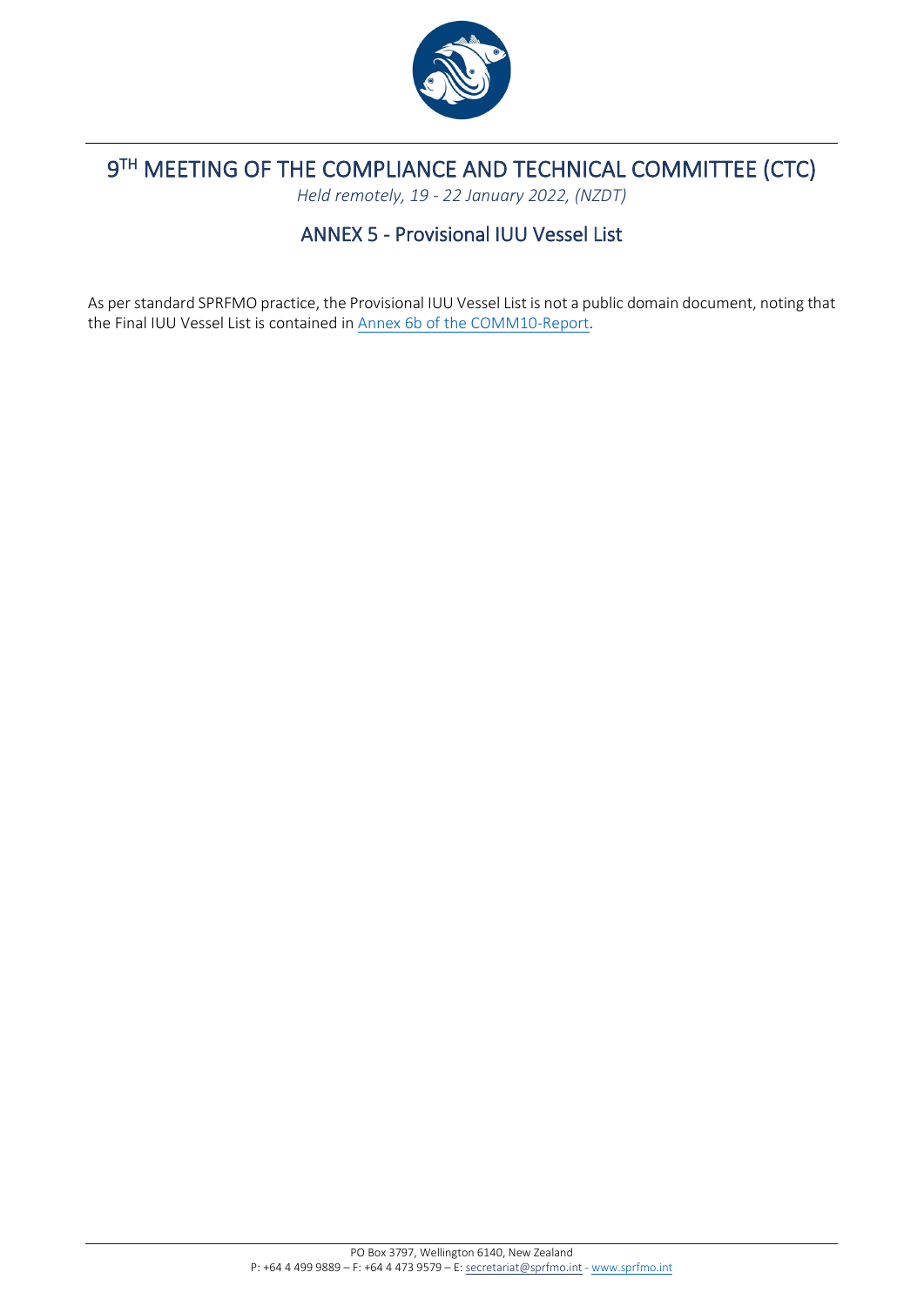# 9TH MEETING OF THE COMPLIANCE AND TECHNICAL COMMITTEE (CTC)

*Held remotely, 19 - 22 January 2022, (NZDT)*

## ANNEX 5 - Provisional IUU Vessel List

As per standard SPRFMO practice, the Provisional IUU Vessel List is not a public domain document, noting that the Final IUU Vessel List is contained in Annex 6b of the COMM10-Report.

PO Box 3797, Wellington 6140, New Zealand
P: +64 4 499 9889 – F: +64 4 473 9579 – E: secretariat@sprfmo.int - www.sprfmo.int